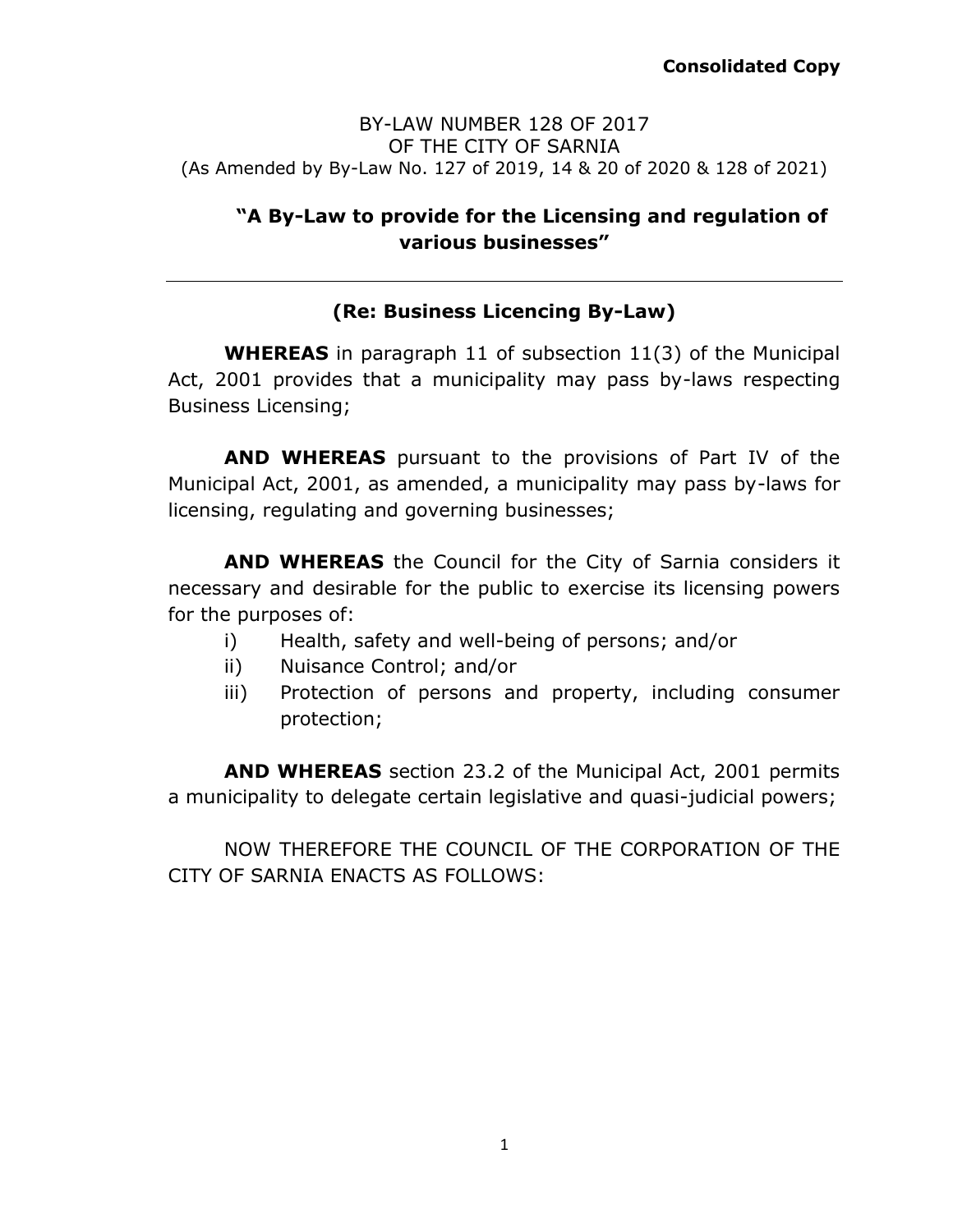**Consolidated Copy**

BY-LAW NUMBER 128 OF 2017
OF THE CITY OF SARNIA
(As Amended by By-Law No. 127 of 2019, 14 & 20 of 2020 & 128 of 2021)

## "A By-Law to provide for the Licensing and regulation of various businesses"

---

### (Re: Business Licencing By-Law)

**WHEREAS** in paragraph 11 of subsection 11(3) of the Municipal Act, 2001 provides that a municipality may pass by-laws respecting Business Licensing;

**AND WHEREAS** pursuant to the provisions of Part IV of the Municipal Act, 2001, as amended, a municipality may pass by-laws for licensing, regulating and governing businesses;

**AND WHEREAS** the Council for the City of Sarnia considers it necessary and desirable for the public to exercise its licensing powers for the purposes of:

- i) Health, safety and well-being of persons; and/or
- ii) Nuisance Control; and/or
- iii) Protection of persons and property, including consumer protection;

**AND WHEREAS** section 23.2 of the Municipal Act, 2001 permits a municipality to delegate certain legislative and quasi-judicial powers;

NOW THEREFORE THE COUNCIL OF THE CORPORATION OF THE CITY OF SARNIA ENACTS AS FOLLOWS: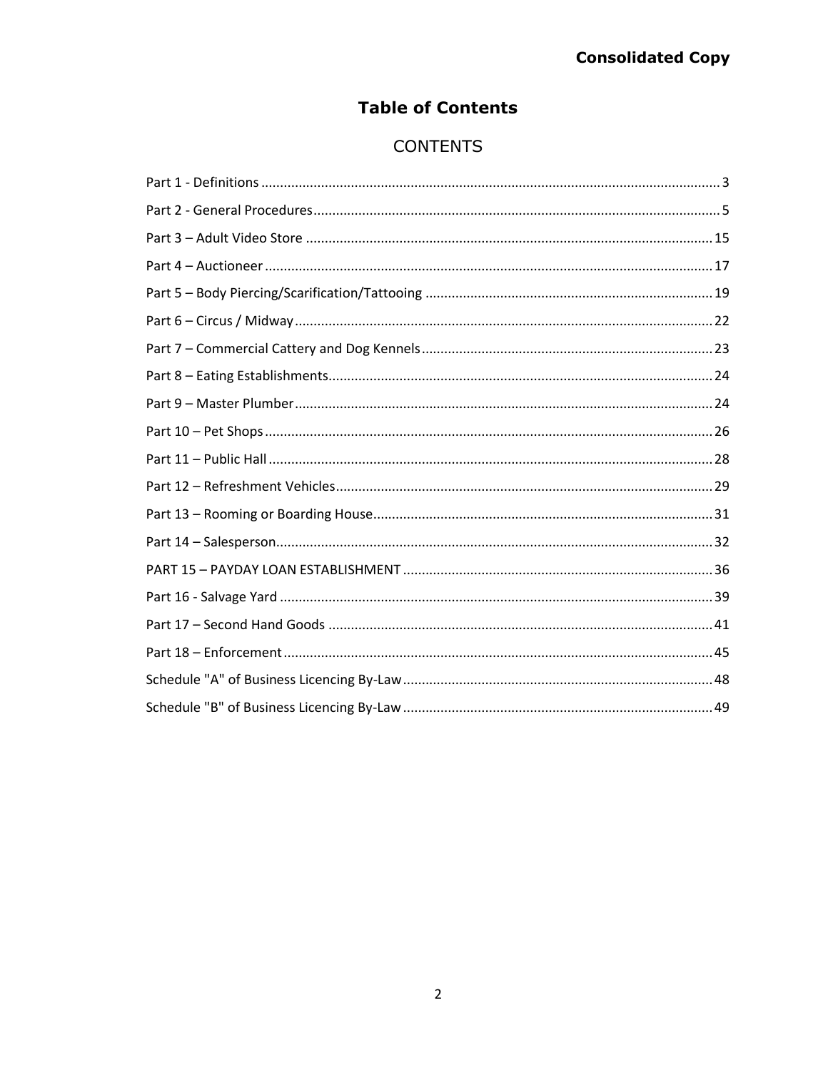# Table of Contents

## CONTENTS

Part 1 - Definitions .......... 3
Part 2 - General Procedures .......... 5
Part 3 – Adult Video Store .......... 15
Part 4 – Auctioneer .......... 17
Part 5 – Body Piercing/Scarification/Tattooing .......... 19
Part 6 – Circus / Midway .......... 22
Part 7 – Commercial Cattery and Dog Kennels .......... 23
Part 8 – Eating Establishments .......... 24
Part 9 – Master Plumber .......... 24
Part 10 – Pet Shops .......... 26
Part 11 – Public Hall .......... 28
Part 12 – Refreshment Vehicles .......... 29
Part 13 – Rooming or Boarding House .......... 31
Part 14 – Salesperson .......... 32
PART 15 – PAYDAY LOAN ESTABLISHMENT .......... 36
Part 16 - Salvage Yard .......... 39
Part 17 – Second Hand Goods .......... 41
Part 18 – Enforcement .......... 45
Schedule "A" of Business Licencing By-Law .......... 48
Schedule "B" of Business Licencing By-Law .......... 49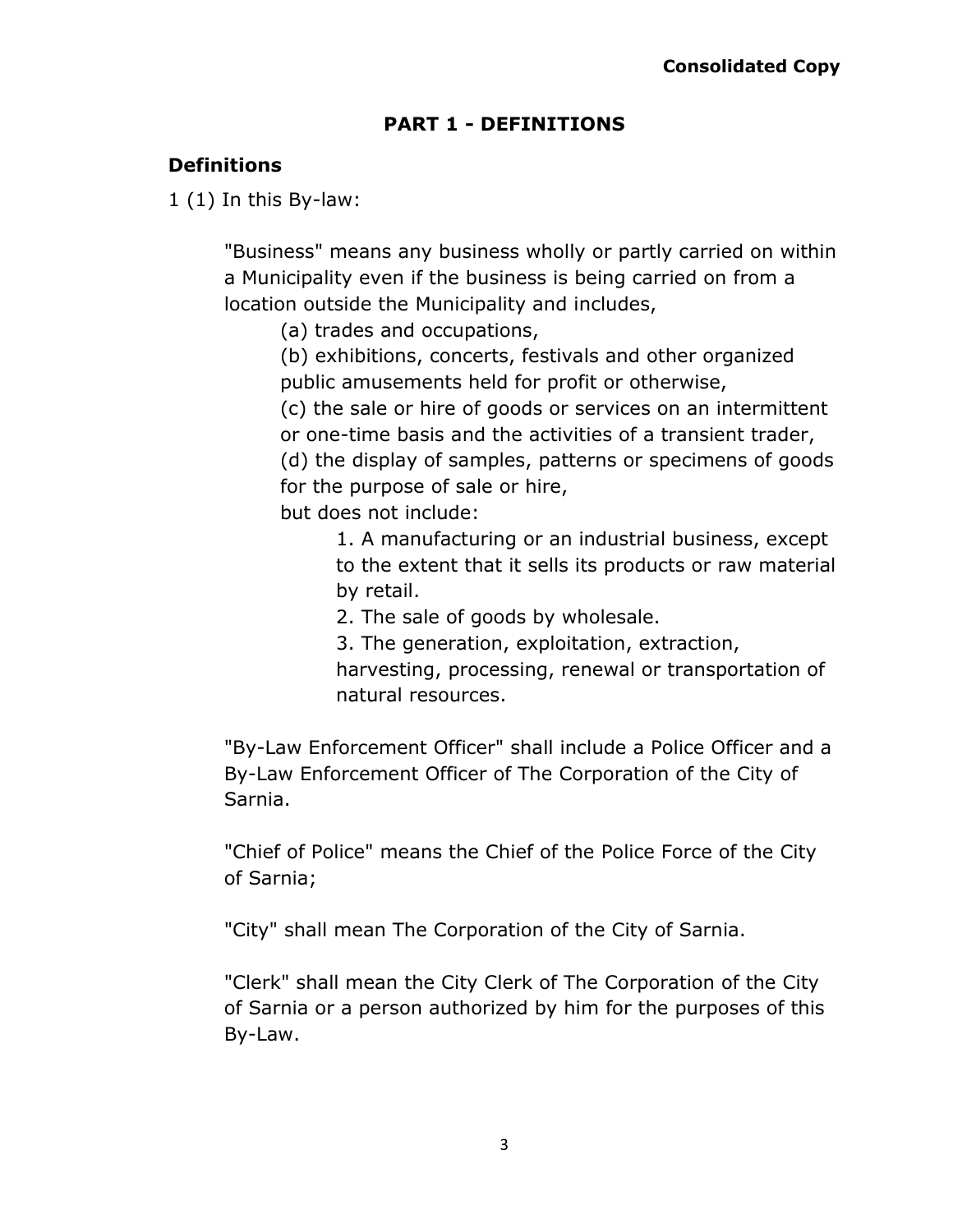**Consolidated Copy**

## PART 1 - DEFINITIONS

### Definitions

1 (1) In this By-law:

"Business" means any business wholly or partly carried on within a Municipality even if the business is being carried on from a location outside the Municipality and includes,

(a) trades and occupations,

(b) exhibitions, concerts, festivals and other organized public amusements held for profit or otherwise,

(c) the sale or hire of goods or services on an intermittent or one-time basis and the activities of a transient trader,

(d) the display of samples, patterns or specimens of goods for the purpose of sale or hire,

but does not include:

1. A manufacturing or an industrial business, except to the extent that it sells its products or raw material by retail.
2. The sale of goods by wholesale.
3. The generation, exploitation, extraction, harvesting, processing, renewal or transportation of natural resources.

"By-Law Enforcement Officer" shall include a Police Officer and a By-Law Enforcement Officer of The Corporation of the City of Sarnia.

"Chief of Police" means the Chief of the Police Force of the City of Sarnia;

"City" shall mean The Corporation of the City of Sarnia.

"Clerk" shall mean the City Clerk of The Corporation of the City of Sarnia or a person authorized by him for the purposes of this By-Law.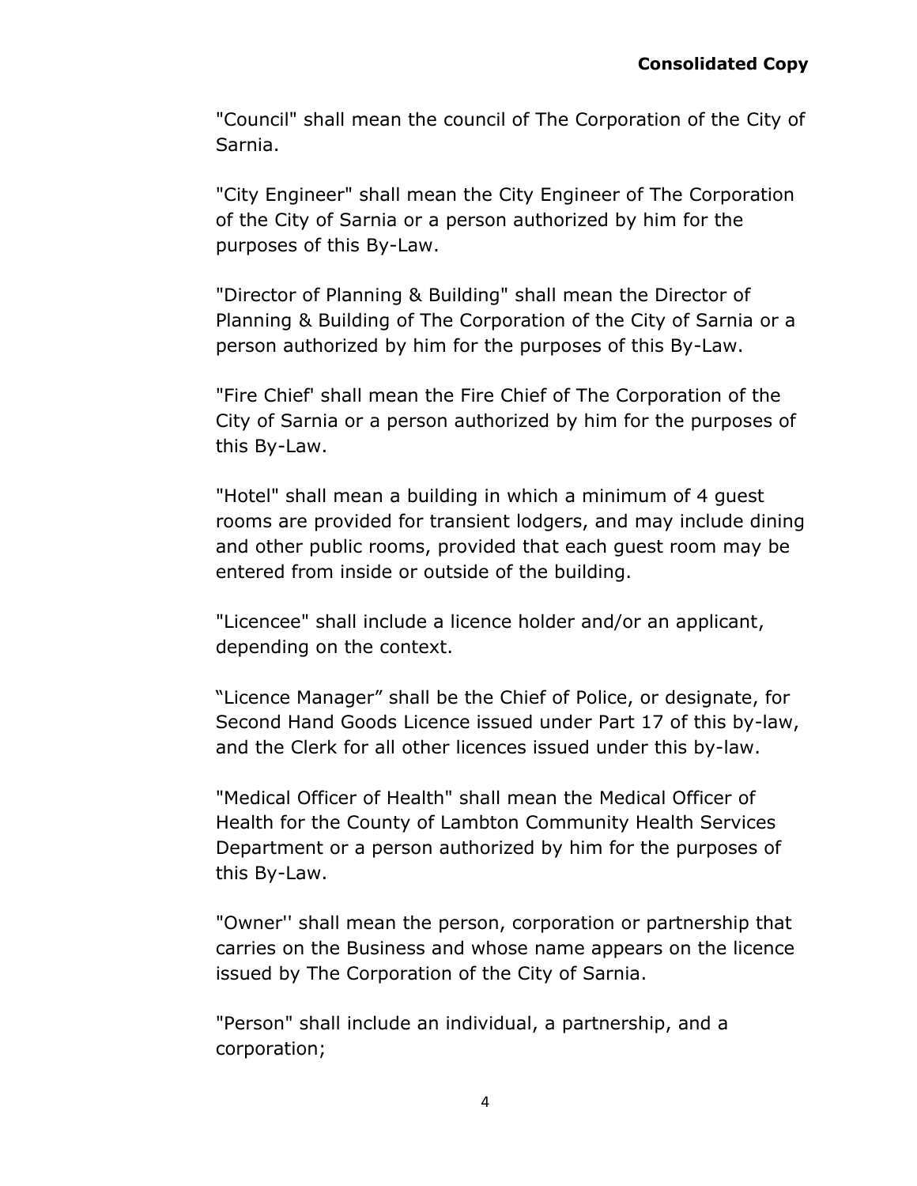"Council" shall mean the council of The Corporation of the City of Sarnia.

"City Engineer" shall mean the City Engineer of The Corporation of the City of Sarnia or a person authorized by him for the purposes of this By-Law.

"Director of Planning & Building" shall mean the Director of Planning & Building of The Corporation of the City of Sarnia or a person authorized by him for the purposes of this By-Law.

"Fire Chief' shall mean the Fire Chief of The Corporation of the City of Sarnia or a person authorized by him for the purposes of this By-Law.

"Hotel" shall mean a building in which a minimum of 4 guest rooms are provided for transient lodgers, and may include dining and other public rooms, provided that each guest room may be entered from inside or outside of the building.

"Licencee" shall include a licence holder and/or an applicant, depending on the context.

“Licence Manager” shall be the Chief of Police, or designate, for Second Hand Goods Licence issued under Part 17 of this by-law, and the Clerk for all other licences issued under this by-law.

"Medical Officer of Health" shall mean the Medical Officer of Health for the County of Lambton Community Health Services Department or a person authorized by him for the purposes of this By-Law.

"Owner'' shall mean the person, corporation or partnership that carries on the Business and whose name appears on the licence issued by The Corporation of the City of Sarnia.

"Person" shall include an individual, a partnership, and a corporation;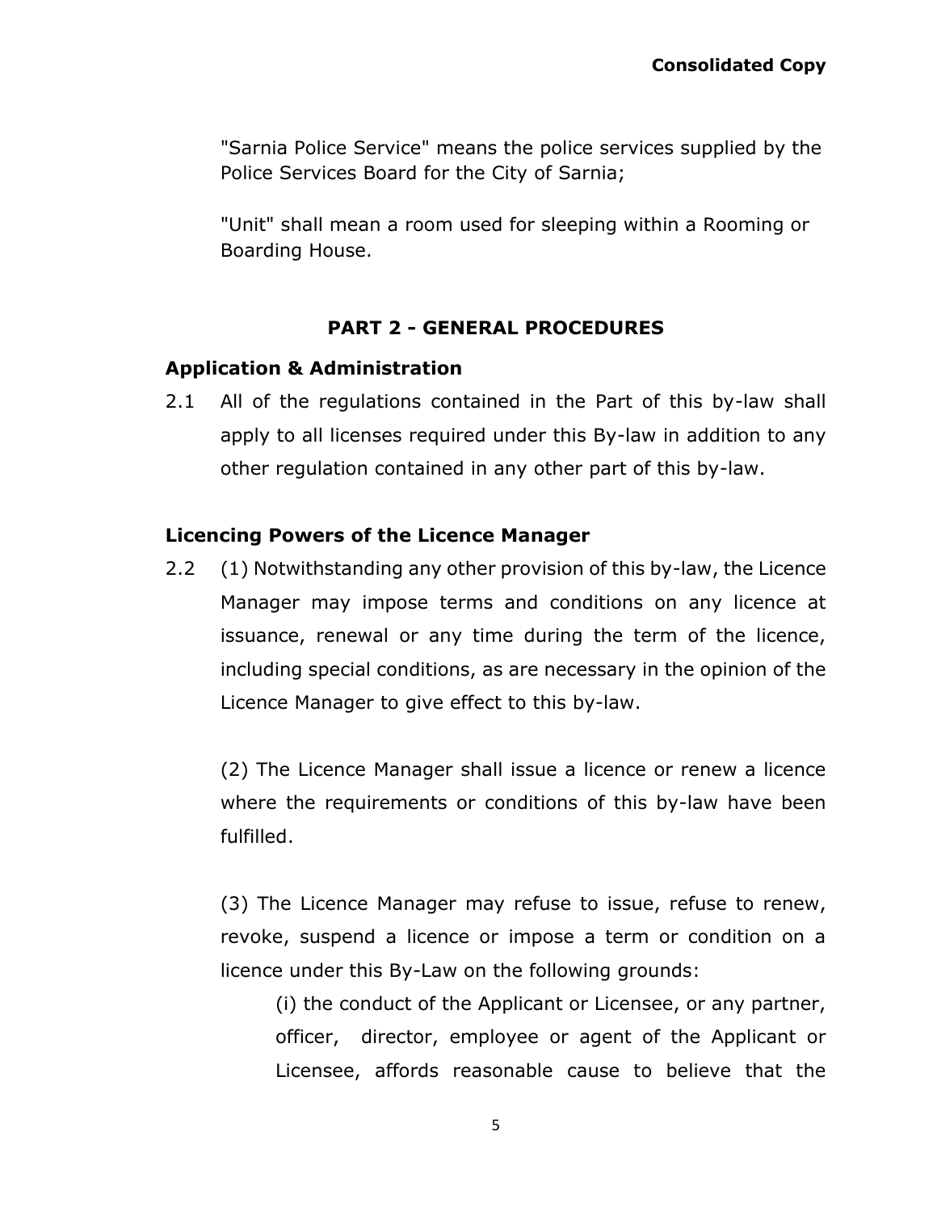"Sarnia Police Service" means the police services supplied by the Police Services Board for the City of Sarnia;

"Unit" shall mean a room used for sleeping within a Rooming or Boarding House.

## PART 2 - GENERAL PROCEDURES

### Application & Administration

2.1 All of the regulations contained in the Part of this by-law shall apply to all licenses required under this By-law in addition to any other regulation contained in any other part of this by-law.

### Licencing Powers of the Licence Manager

2.2 (1) Notwithstanding any other provision of this by-law, the Licence Manager may impose terms and conditions on any licence at issuance, renewal or any time during the term of the licence, including special conditions, as are necessary in the opinion of the Licence Manager to give effect to this by-law.

(2) The Licence Manager shall issue a licence or renew a licence where the requirements or conditions of this by-law have been fulfilled.

(3) The Licence Manager may refuse to issue, refuse to renew, revoke, suspend a licence or impose a term or condition on a licence under this By-Law on the following grounds:

(i) the conduct of the Applicant or Licensee, or any partner, officer, director, employee or agent of the Applicant or Licensee, affords reasonable cause to believe that the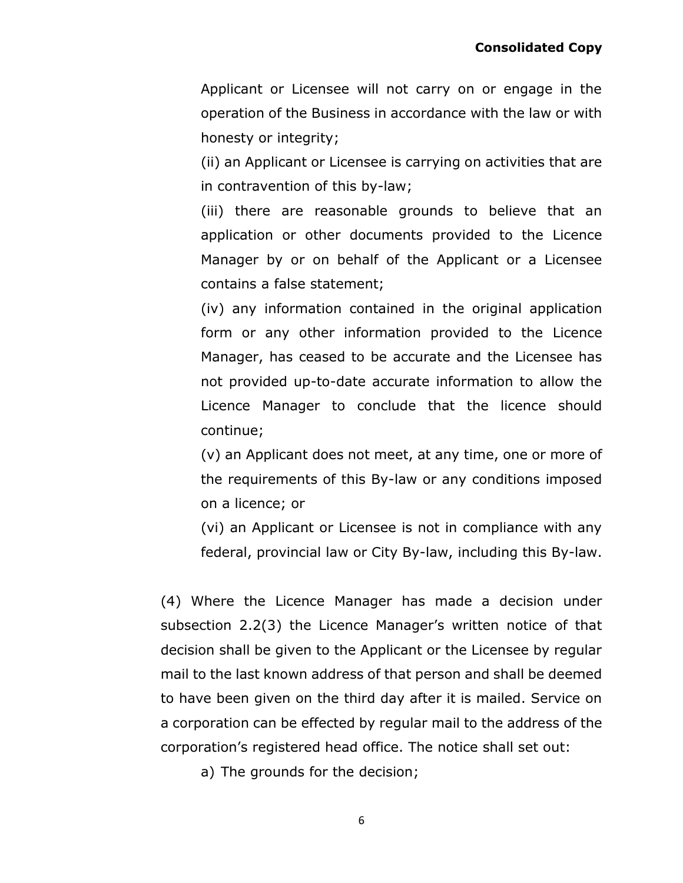Applicant or Licensee will not carry on or engage in the operation of the Business in accordance with the law or with honesty or integrity;

(ii) an Applicant or Licensee is carrying on activities that are in contravention of this by-law;

(iii) there are reasonable grounds to believe that an application or other documents provided to the Licence Manager by or on behalf of the Applicant or a Licensee contains a false statement;

(iv) any information contained in the original application form or any other information provided to the Licence Manager, has ceased to be accurate and the Licensee has not provided up-to-date accurate information to allow the Licence Manager to conclude that the licence should continue;

(v) an Applicant does not meet, at any time, one or more of the requirements of this By-law or any conditions imposed on a licence; or

(vi) an Applicant or Licensee is not in compliance with any federal, provincial law or City By-law, including this By-law.

(4) Where the Licence Manager has made a decision under subsection 2.2(3) the Licence Manager's written notice of that decision shall be given to the Applicant or the Licensee by regular mail to the last known address of that person and shall be deemed to have been given on the third day after it is mailed. Service on a corporation can be effected by regular mail to the address of the corporation's registered head office. The notice shall set out:

a) The grounds for the decision;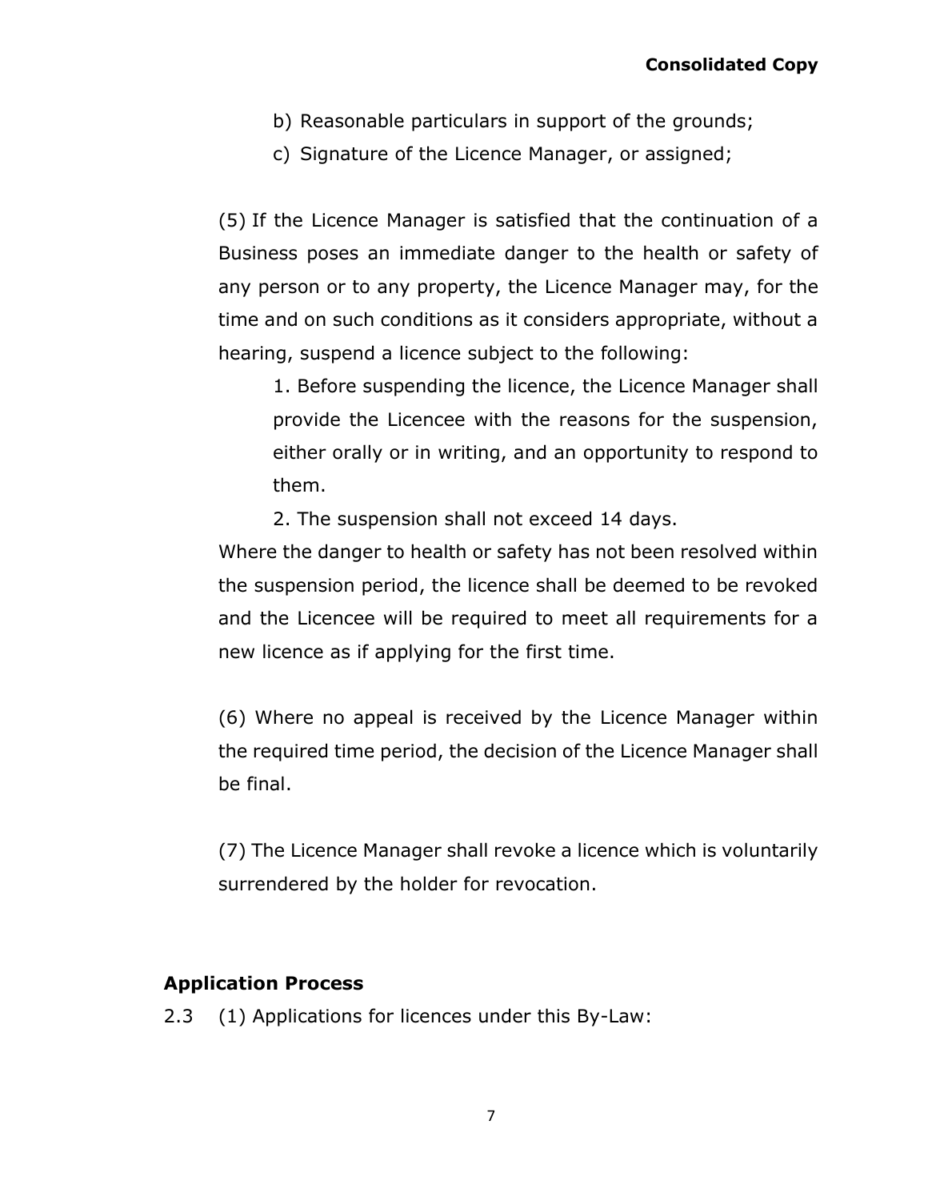b) Reasonable particulars in support of the grounds;

c) Signature of the Licence Manager, or assigned;

(5) If the Licence Manager is satisfied that the continuation of a Business poses an immediate danger to the health or safety of any person or to any property, the Licence Manager may, for the time and on such conditions as it considers appropriate, without a hearing, suspend a licence subject to the following:

1. Before suspending the licence, the Licence Manager shall provide the Licencee with the reasons for the suspension, either orally or in writing, and an opportunity to respond to them.
2. The suspension shall not exceed 14 days.

Where the danger to health or safety has not been resolved within the suspension period, the licence shall be deemed to be revoked and the Licencee will be required to meet all requirements for a new licence as if applying for the first time.

(6) Where no appeal is received by the Licence Manager within the required time period, the decision of the Licence Manager shall be final.

(7) The Licence Manager shall revoke a licence which is voluntarily surrendered by the holder for revocation.

### Application Process

2.3 (1) Applications for licences under this By-Law: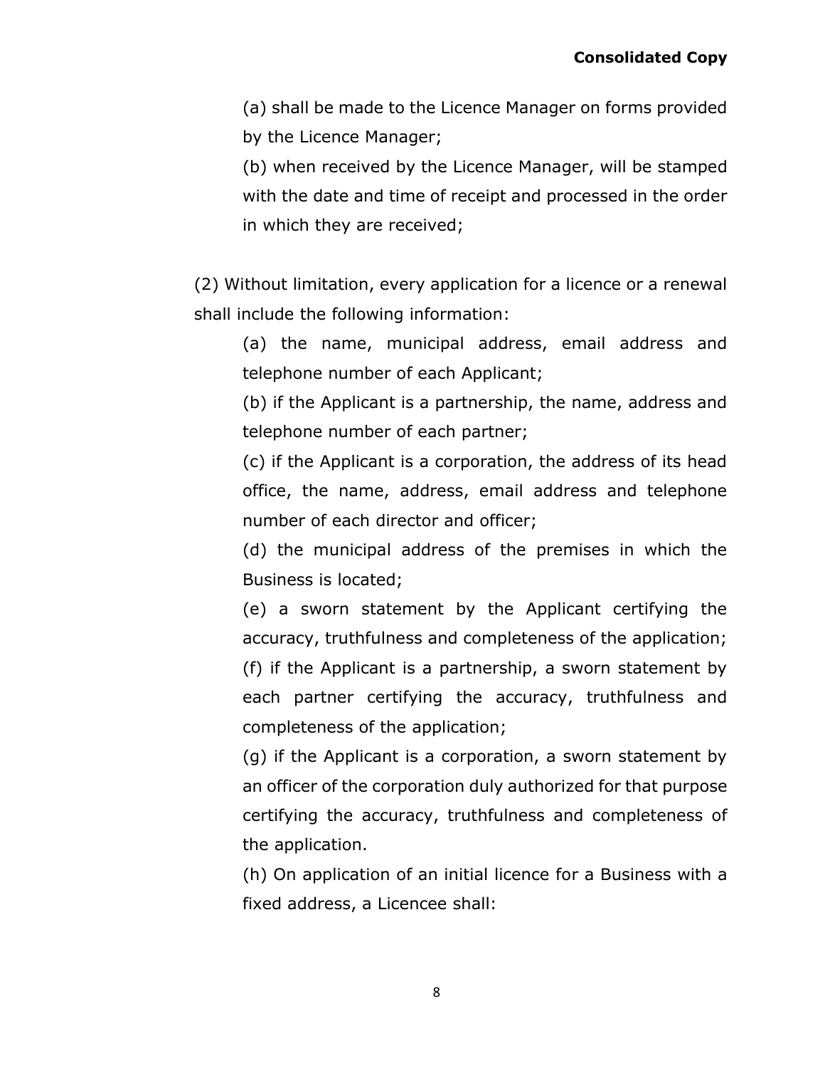(a) shall be made to the Licence Manager on forms provided by the Licence Manager;

(b) when received by the Licence Manager, will be stamped with the date and time of receipt and processed in the order in which they are received;

(2) Without limitation, every application for a licence or a renewal shall include the following information:

(a) the name, municipal address, email address and telephone number of each Applicant;

(b) if the Applicant is a partnership, the name, address and telephone number of each partner;

(c) if the Applicant is a corporation, the address of its head office, the name, address, email address and telephone number of each director and officer;

(d) the municipal address of the premises in which the Business is located;

(e) a sworn statement by the Applicant certifying the accuracy, truthfulness and completeness of the application;

(f) if the Applicant is a partnership, a sworn statement by each partner certifying the accuracy, truthfulness and completeness of the application;

(g) if the Applicant is a corporation, a sworn statement by an officer of the corporation duly authorized for that purpose certifying the accuracy, truthfulness and completeness of the application.

(h) On application of an initial licence for a Business with a fixed address, a Licencee shall: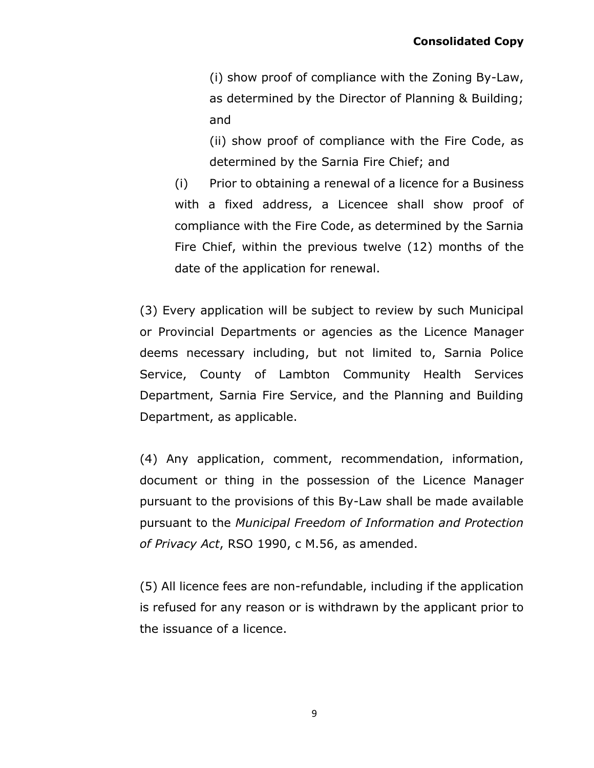(i) show proof of compliance with the Zoning By-Law, as determined by the Director of Planning & Building; and

(ii) show proof of compliance with the Fire Code, as determined by the Sarnia Fire Chief; and

(i) Prior to obtaining a renewal of a licence for a Business with a fixed address, a Licencee shall show proof of compliance with the Fire Code, as determined by the Sarnia Fire Chief, within the previous twelve (12) months of the date of the application for renewal.

(3) Every application will be subject to review by such Municipal or Provincial Departments or agencies as the Licence Manager deems necessary including, but not limited to, Sarnia Police Service, County of Lambton Community Health Services Department, Sarnia Fire Service, and the Planning and Building Department, as applicable.

(4) Any application, comment, recommendation, information, document or thing in the possession of the Licence Manager pursuant to the provisions of this By-Law shall be made available pursuant to the *Municipal Freedom of Information and Protection of Privacy Act*, RSO 1990, c M.56, as amended.

(5) All licence fees are non-refundable, including if the application is refused for any reason or is withdrawn by the applicant prior to the issuance of a licence.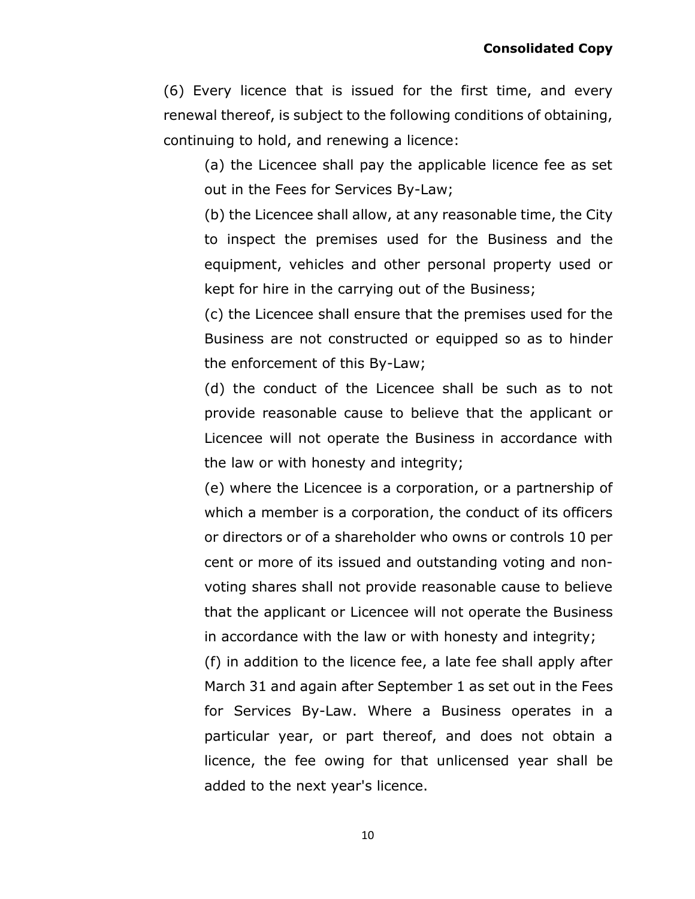(6) Every licence that is issued for the first time, and every renewal thereof, is subject to the following conditions of obtaining, continuing to hold, and renewing a licence:

(a) the Licencee shall pay the applicable licence fee as set out in the Fees for Services By-Law;

(b) the Licencee shall allow, at any reasonable time, the City to inspect the premises used for the Business and the equipment, vehicles and other personal property used or kept for hire in the carrying out of the Business;

(c) the Licencee shall ensure that the premises used for the Business are not constructed or equipped so as to hinder the enforcement of this By-Law;

(d) the conduct of the Licencee shall be such as to not provide reasonable cause to believe that the applicant or Licencee will not operate the Business in accordance with the law or with honesty and integrity;

(e) where the Licencee is a corporation, or a partnership of which a member is a corporation, the conduct of its officers or directors or of a shareholder who owns or controls 10 per cent or more of its issued and outstanding voting and non-voting shares shall not provide reasonable cause to believe that the applicant or Licencee will not operate the Business in accordance with the law or with honesty and integrity;

(f) in addition to the licence fee, a late fee shall apply after March 31 and again after September 1 as set out in the Fees for Services By-Law. Where a Business operates in a particular year, or part thereof, and does not obtain a licence, the fee owing for that unlicensed year shall be added to the next year's licence.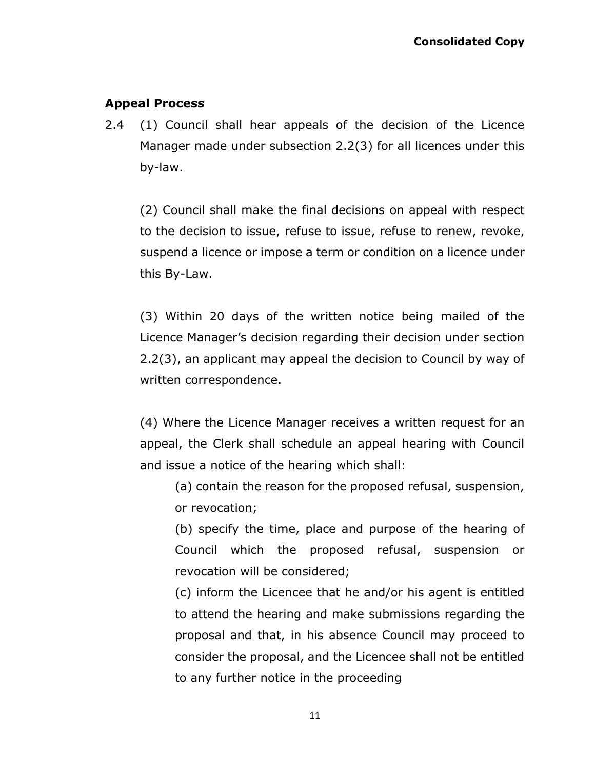### Appeal Process

2.4 (1) Council shall hear appeals of the decision of the Licence Manager made under subsection 2.2(3) for all licences under this by-law.

(2) Council shall make the final decisions on appeal with respect to the decision to issue, refuse to issue, refuse to renew, revoke, suspend a licence or impose a term or condition on a licence under this By-Law.

(3) Within 20 days of the written notice being mailed of the Licence Manager's decision regarding their decision under section 2.2(3), an applicant may appeal the decision to Council by way of written correspondence.

(4) Where the Licence Manager receives a written request for an appeal, the Clerk shall schedule an appeal hearing with Council and issue a notice of the hearing which shall:

(a) contain the reason for the proposed refusal, suspension, or revocation;

(b) specify the time, place and purpose of the hearing of Council which the proposed refusal, suspension or revocation will be considered;

(c) inform the Licencee that he and/or his agent is entitled to attend the hearing and make submissions regarding the proposal and that, in his absence Council may proceed to consider the proposal, and the Licencee shall not be entitled to any further notice in the proceeding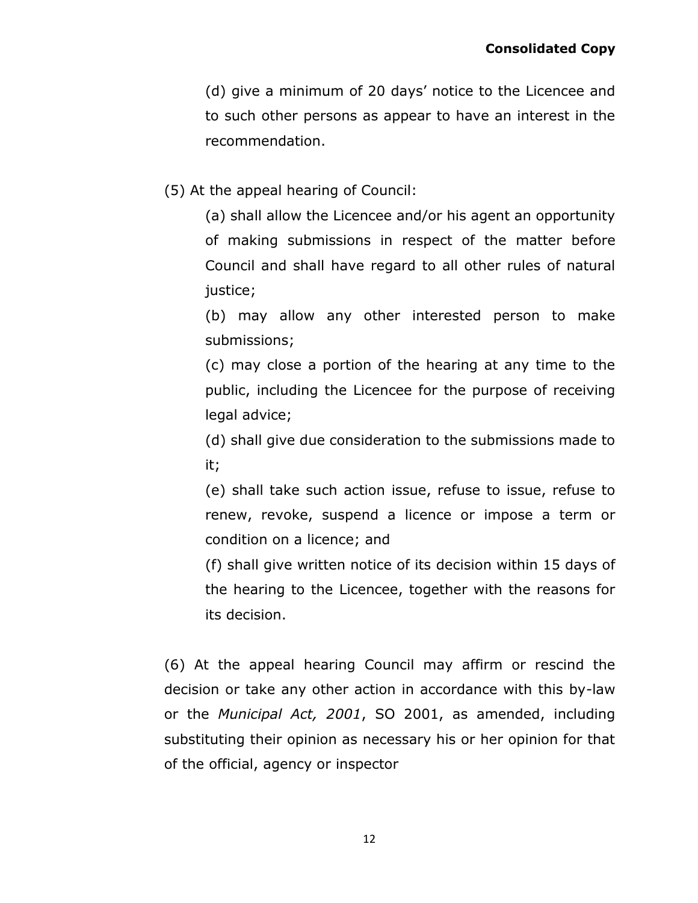(d) give a minimum of 20 days' notice to the Licencee and to such other persons as appear to have an interest in the recommendation.

(5) At the appeal hearing of Council:

(a) shall allow the Licencee and/or his agent an opportunity of making submissions in respect of the matter before Council and shall have regard to all other rules of natural justice;

(b) may allow any other interested person to make submissions;

(c) may close a portion of the hearing at any time to the public, including the Licencee for the purpose of receiving legal advice;

(d) shall give due consideration to the submissions made to it;

(e) shall take such action issue, refuse to issue, refuse to renew, revoke, suspend a licence or impose a term or condition on a licence; and

(f) shall give written notice of its decision within 15 days of the hearing to the Licencee, together with the reasons for its decision.

(6) At the appeal hearing Council may affirm or rescind the decision or take any other action in accordance with this by-law or the *Municipal Act, 2001*, SO 2001, as amended, including substituting their opinion as necessary his or her opinion for that of the official, agency or inspector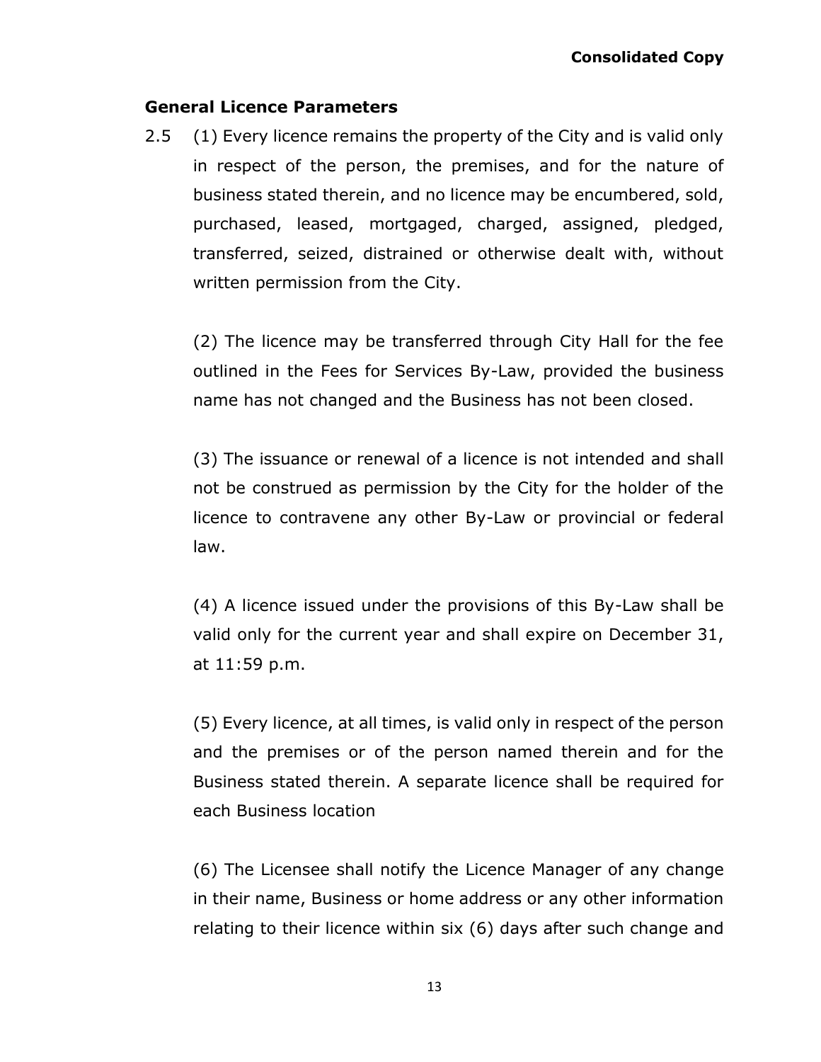## General Licence Parameters

2.5 (1) Every licence remains the property of the City and is valid only in respect of the person, the premises, and for the nature of business stated therein, and no licence may be encumbered, sold, purchased, leased, mortgaged, charged, assigned, pledged, transferred, seized, distrained or otherwise dealt with, without written permission from the City.

(2) The licence may be transferred through City Hall for the fee outlined in the Fees for Services By-Law, provided the business name has not changed and the Business has not been closed.

(3) The issuance or renewal of a licence is not intended and shall not be construed as permission by the City for the holder of the licence to contravene any other By-Law or provincial or federal law.

(4) A licence issued under the provisions of this By-Law shall be valid only for the current year and shall expire on December 31, at 11:59 p.m.

(5) Every licence, at all times, is valid only in respect of the person and the premises or of the person named therein and for the Business stated therein. A separate licence shall be required for each Business location

(6) The Licensee shall notify the Licence Manager of any change in their name, Business or home address or any other information relating to their licence within six (6) days after such change and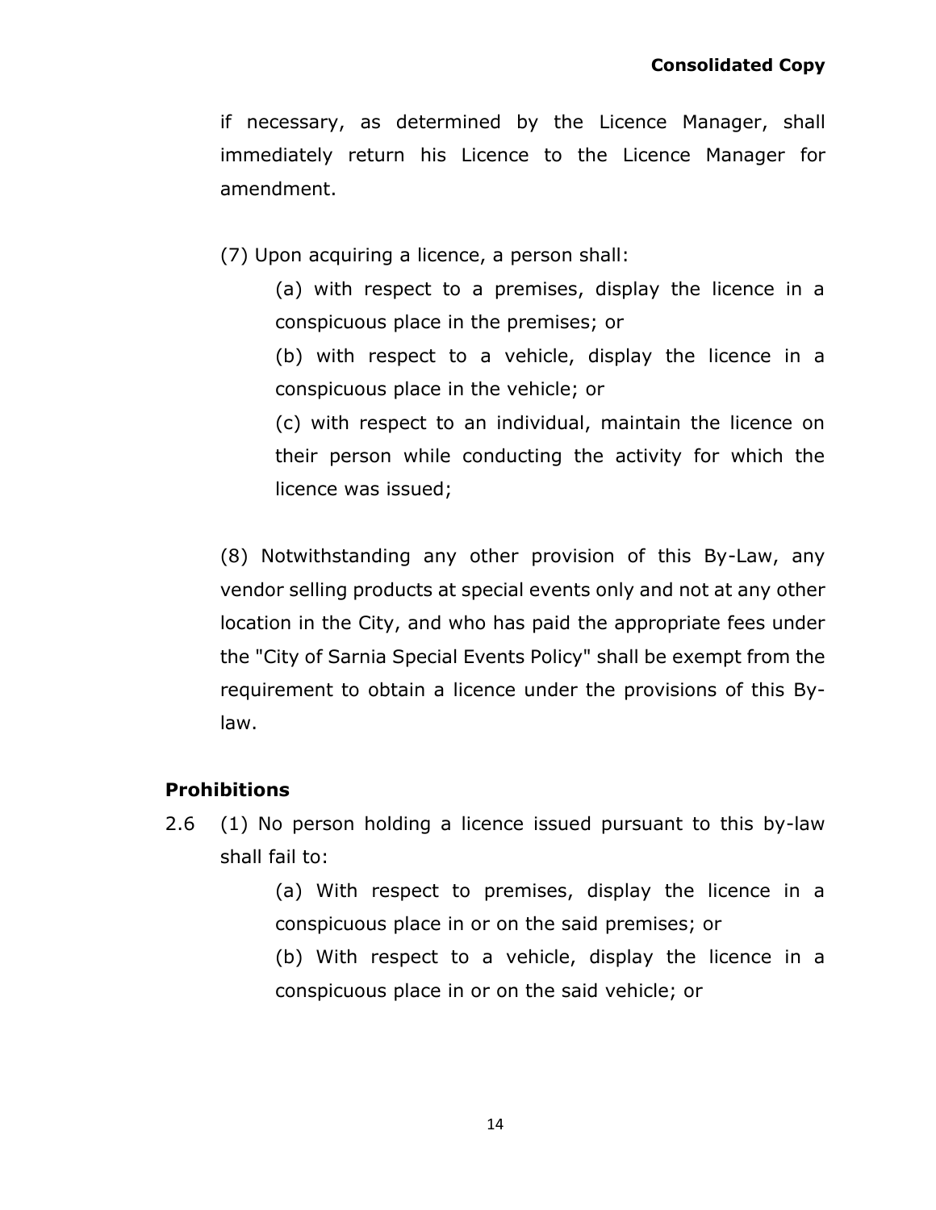if necessary, as determined by the Licence Manager, shall immediately return his Licence to the Licence Manager for amendment.

(7) Upon acquiring a licence, a person shall:

(a) with respect to a premises, display the licence in a conspicuous place in the premises; or

(b) with respect to a vehicle, display the licence in a conspicuous place in the vehicle; or

(c) with respect to an individual, maintain the licence on their person while conducting the activity for which the licence was issued;

(8) Notwithstanding any other provision of this By-Law, any vendor selling products at special events only and not at any other location in the City, and who has paid the appropriate fees under the "City of Sarnia Special Events Policy" shall be exempt from the requirement to obtain a licence under the provisions of this By-law.

**Prohibitions**

2.6 (1) No person holding a licence issued pursuant to this by-law shall fail to:

(a) With respect to premises, display the licence in a conspicuous place in or on the said premises; or

(b) With respect to a vehicle, display the licence in a conspicuous place in or on the said vehicle; or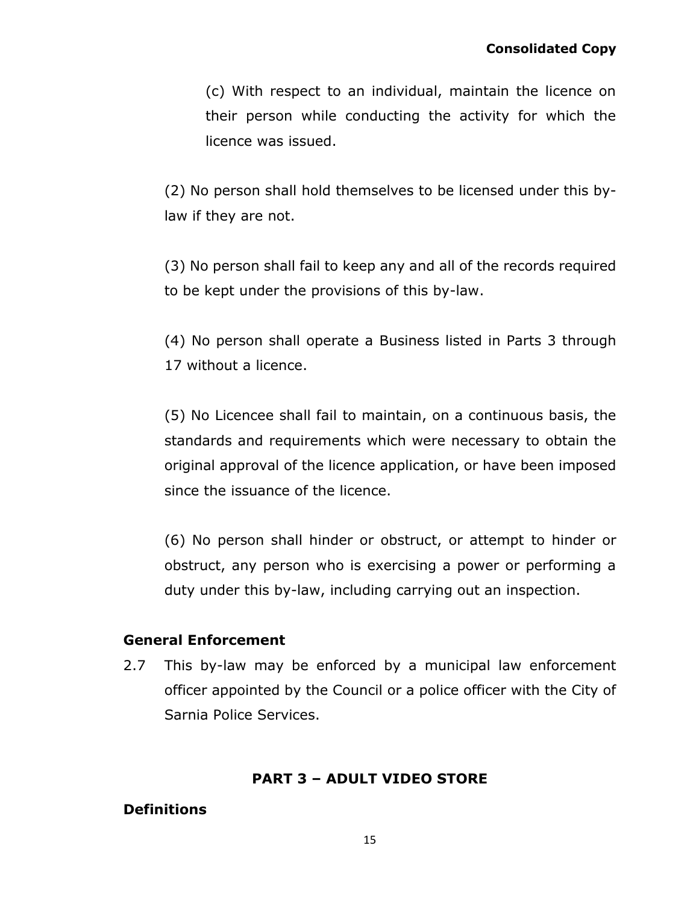(c) With respect to an individual, maintain the licence on their person while conducting the activity for which the licence was issued.

(2) No person shall hold themselves to be licensed under this by-law if they are not.

(3) No person shall fail to keep any and all of the records required to be kept under the provisions of this by-law.

(4) No person shall operate a Business listed in Parts 3 through 17 without a licence.

(5) No Licencee shall fail to maintain, on a continuous basis, the standards and requirements which were necessary to obtain the original approval of the licence application, or have been imposed since the issuance of the licence.

(6) No person shall hinder or obstruct, or attempt to hinder or obstruct, any person who is exercising a power or performing a duty under this by-law, including carrying out an inspection.

### General Enforcement

2.7 This by-law may be enforced by a municipal law enforcement officer appointed by the Council or a police officer with the City of Sarnia Police Services.

## PART 3 – ADULT VIDEO STORE

### Definitions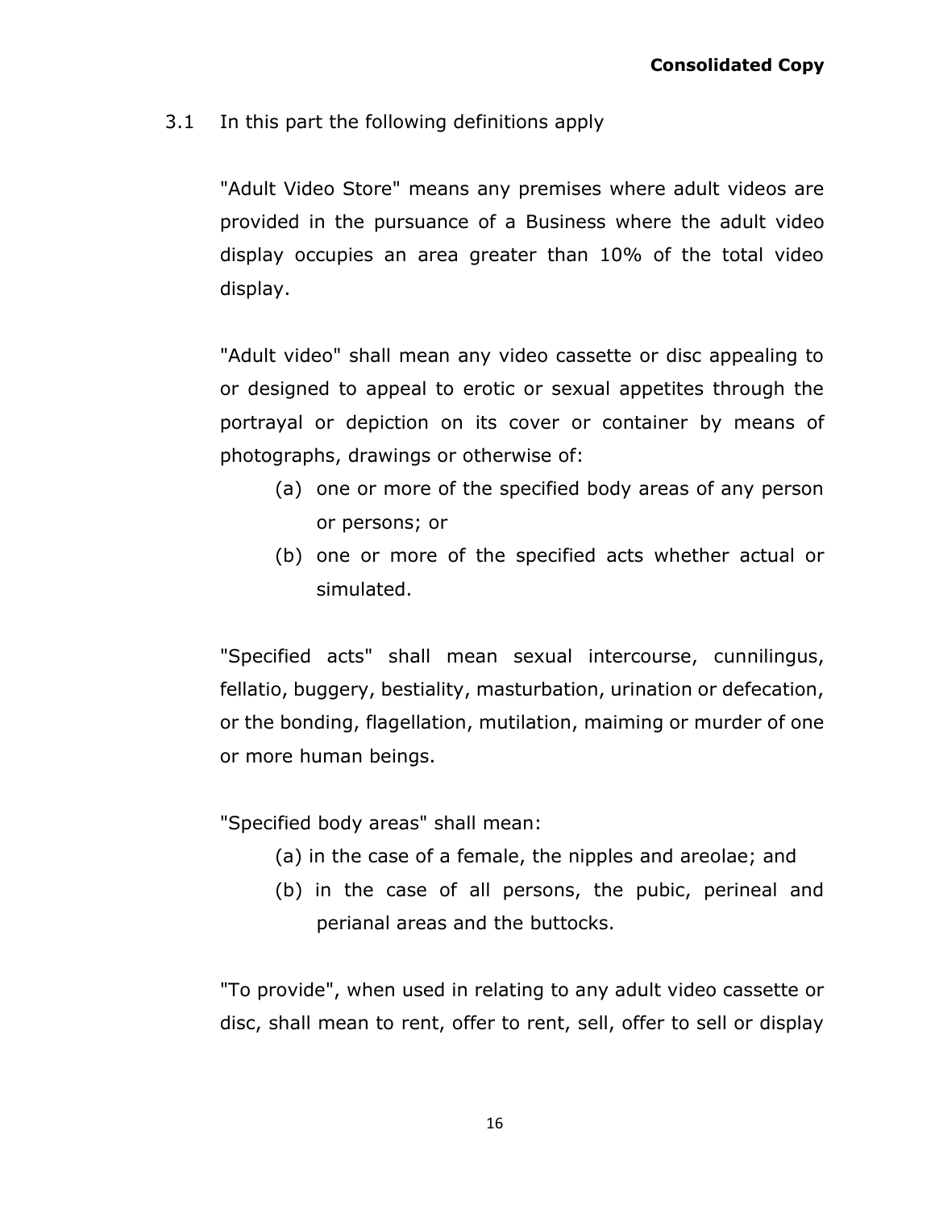3.1 In this part the following definitions apply

"Adult Video Store" means any premises where adult videos are provided in the pursuance of a Business where the adult video display occupies an area greater than 10% of the total video display.

"Adult video" shall mean any video cassette or disc appealing to or designed to appeal to erotic or sexual appetites through the portrayal or depiction on its cover or container by means of photographs, drawings or otherwise of:

(a) one or more of the specified body areas of any person or persons; or

(b) one or more of the specified acts whether actual or simulated.

"Specified acts" shall mean sexual intercourse, cunnilingus, fellatio, buggery, bestiality, masturbation, urination or defecation, or the bonding, flagellation, mutilation, maiming or murder of one or more human beings.

"Specified body areas" shall mean:

(a) in the case of a female, the nipples and areolae; and

(b) in the case of all persons, the pubic, perineal and perianal areas and the buttocks.

"To provide", when used in relating to any adult video cassette or disc, shall mean to rent, offer to rent, sell, offer to sell or display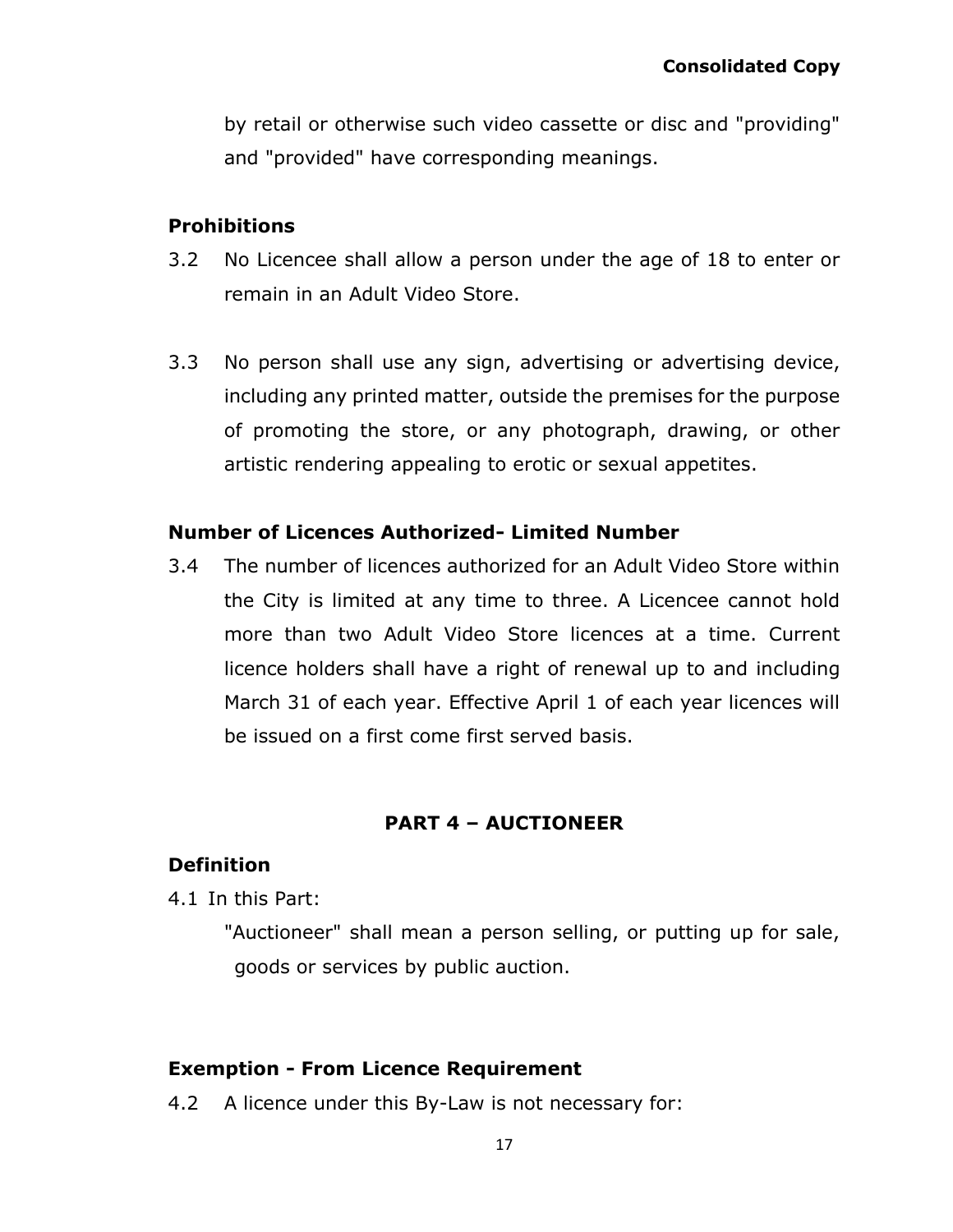by retail or otherwise such video cassette or disc and "providing" and "provided" have corresponding meanings.

**Prohibitions**

3.2 No Licencee shall allow a person under the age of 18 to enter or remain in an Adult Video Store.

3.3 No person shall use any sign, advertising or advertising device, including any printed matter, outside the premises for the purpose of promoting the store, or any photograph, drawing, or other artistic rendering appealing to erotic or sexual appetites.

**Number of Licences Authorized- Limited Number**

3.4 The number of licences authorized for an Adult Video Store within the City is limited at any time to three. A Licencee cannot hold more than two Adult Video Store licences at a time. Current licence holders shall have a right of renewal up to and including March 31 of each year. Effective April 1 of each year licences will be issued on a first come first served basis.

## PART 4 – AUCTIONEER

**Definition**

4.1 In this Part:

"Auctioneer" shall mean a person selling, or putting up for sale, goods or services by public auction.

**Exemption - From Licence Requirement**

4.2 A licence under this By-Law is not necessary for: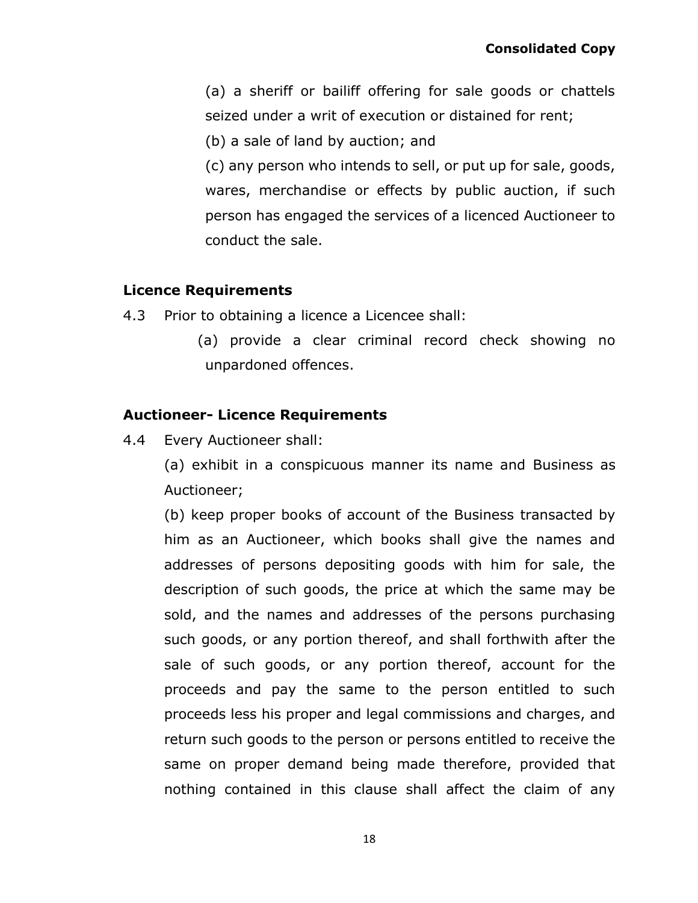(a) a sheriff or bailiff offering for sale goods or chattels seized under a writ of execution or distained for rent;

(b) a sale of land by auction; and

(c) any person who intends to sell, or put up for sale, goods, wares, merchandise or effects by public auction, if such person has engaged the services of a licenced Auctioneer to conduct the sale.

**Licence Requirements**

4.3 Prior to obtaining a licence a Licencee shall:

(a) provide a clear criminal record check showing no unpardoned offences.

**Auctioneer- Licence Requirements**

4.4 Every Auctioneer shall:

(a) exhibit in a conspicuous manner its name and Business as Auctioneer;

(b) keep proper books of account of the Business transacted by him as an Auctioneer, which books shall give the names and addresses of persons depositing goods with him for sale, the description of such goods, the price at which the same may be sold, and the names and addresses of the persons purchasing such goods, or any portion thereof, and shall forthwith after the sale of such goods, or any portion thereof, account for the proceeds and pay the same to the person entitled to such proceeds less his proper and legal commissions and charges, and return such goods to the person or persons entitled to receive the same on proper demand being made therefore, provided that nothing contained in this clause shall affect the claim of any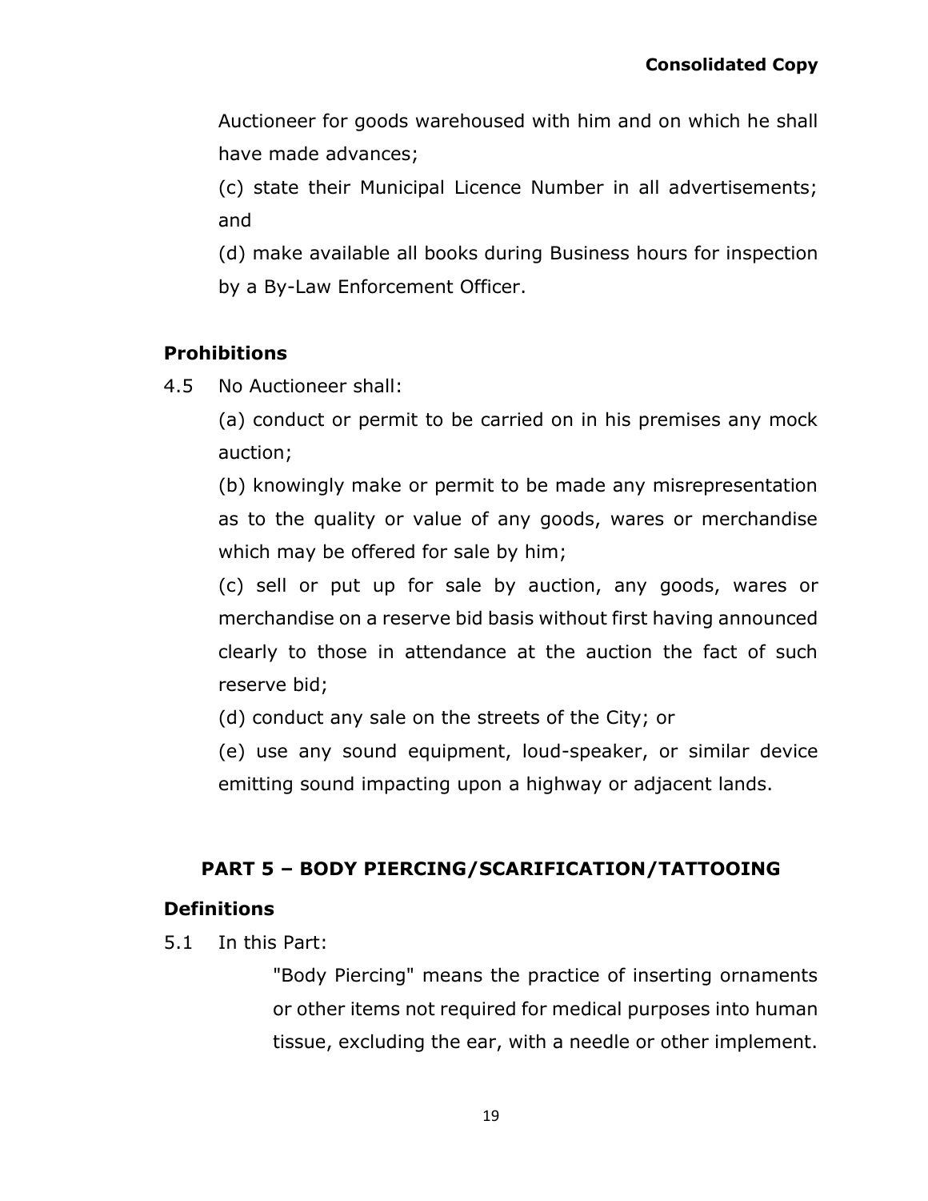Auctioneer for goods warehoused with him and on which he shall have made advances;

(c) state their Municipal Licence Number in all advertisements; and

(d) make available all books during Business hours for inspection by a By-Law Enforcement Officer.

**Prohibitions**

4.5 No Auctioneer shall:

(a) conduct or permit to be carried on in his premises any mock auction;

(b) knowingly make or permit to be made any misrepresentation as to the quality or value of any goods, wares or merchandise which may be offered for sale by him;

(c) sell or put up for sale by auction, any goods, wares or merchandise on a reserve bid basis without first having announced clearly to those in attendance at the auction the fact of such reserve bid;

(d) conduct any sale on the streets of the City; or

(e) use any sound equipment, loud-speaker, or similar device emitting sound impacting upon a highway or adjacent lands.

## PART 5 – BODY PIERCING/SCARIFICATION/TATTOOING

**Definitions**

5.1 In this Part:

"Body Piercing" means the practice of inserting ornaments or other items not required for medical purposes into human tissue, excluding the ear, with a needle or other implement.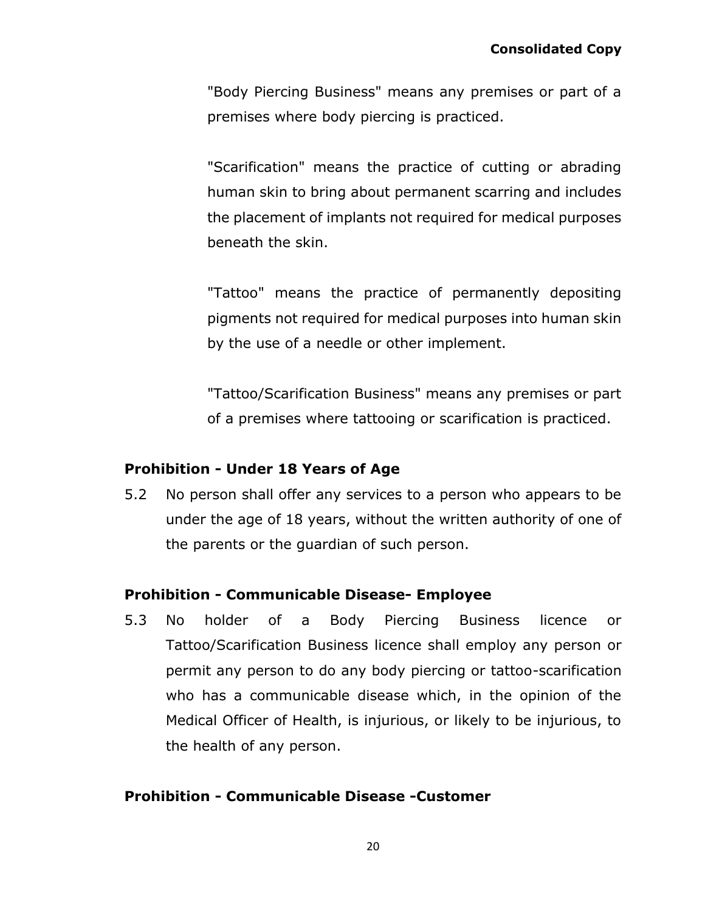"Body Piercing Business" means any premises or part of a premises where body piercing is practiced.

"Scarification" means the practice of cutting or abrading human skin to bring about permanent scarring and includes the placement of implants not required for medical purposes beneath the skin.

"Tattoo" means the practice of permanently depositing pigments not required for medical purposes into human skin by the use of a needle or other implement.

"Tattoo/Scarification Business" means any premises or part of a premises where tattooing or scarification is practiced.

**Prohibition - Under 18 Years of Age**

5.2 No person shall offer any services to a person who appears to be under the age of 18 years, without the written authority of one of the parents or the guardian of such person.

**Prohibition - Communicable Disease- Employee**

5.3 No holder of a Body Piercing Business licence or Tattoo/Scarification Business licence shall employ any person or permit any person to do any body piercing or tattoo-scarification who has a communicable disease which, in the opinion of the Medical Officer of Health, is injurious, or likely to be injurious, to the health of any person.

**Prohibition - Communicable Disease -Customer**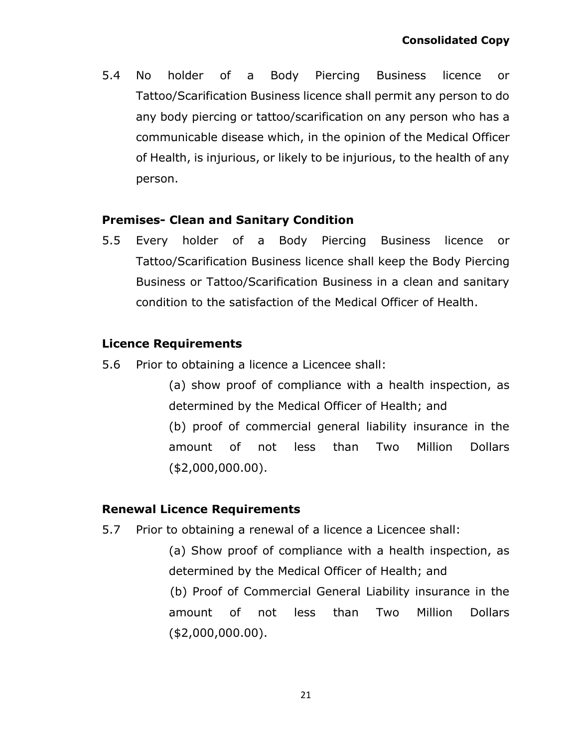5.4 No holder of a Body Piercing Business licence or Tattoo/Scarification Business licence shall permit any person to do any body piercing or tattoo/scarification on any person who has a communicable disease which, in the opinion of the Medical Officer of Health, is injurious, or likely to be injurious, to the health of any person.

**Premises- Clean and Sanitary Condition**

5.5 Every holder of a Body Piercing Business licence or Tattoo/Scarification Business licence shall keep the Body Piercing Business or Tattoo/Scarification Business in a clean and sanitary condition to the satisfaction of the Medical Officer of Health.

**Licence Requirements**

5.6 Prior to obtaining a licence a Licencee shall:

(a) show proof of compliance with a health inspection, as determined by the Medical Officer of Health; and

(b) proof of commercial general liability insurance in the amount of not less than Two Million Dollars ($2,000,000.00).

**Renewal Licence Requirements**

5.7 Prior to obtaining a renewal of a licence a Licencee shall:

(a) Show proof of compliance with a health inspection, as determined by the Medical Officer of Health; and

(b) Proof of Commercial General Liability insurance in the amount of not less than Two Million Dollars ($2,000,000.00).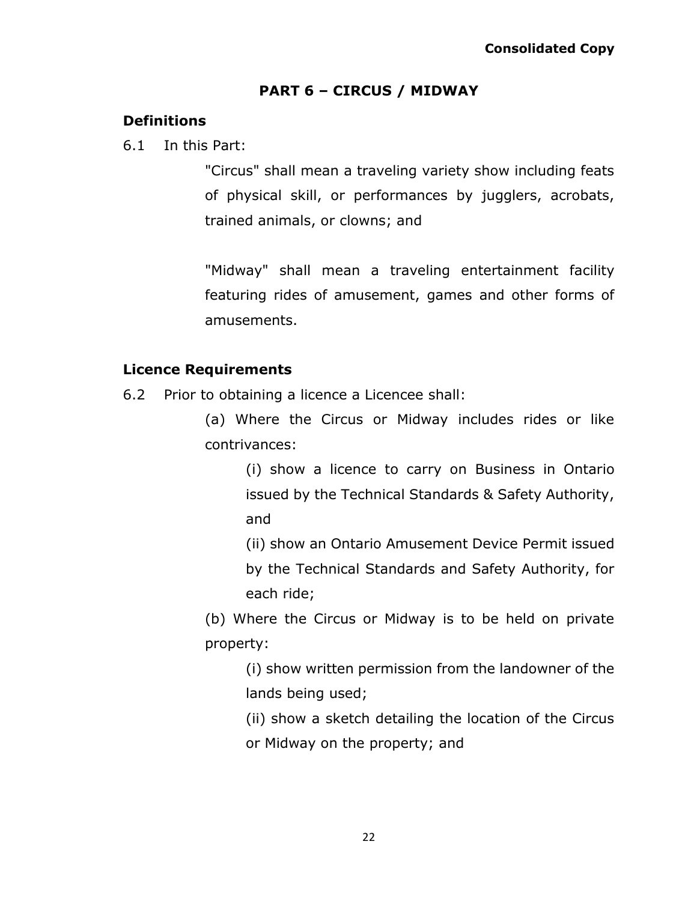## PART 6 – CIRCUS / MIDWAY

### Definitions

6.1 In this Part:

"Circus" shall mean a traveling variety show including feats of physical skill, or performances by jugglers, acrobats, trained animals, or clowns; and

"Midway" shall mean a traveling entertainment facility featuring rides of amusement, games and other forms of amusements.

### Licence Requirements

6.2 Prior to obtaining a licence a Licencee shall:

(a) Where the Circus or Midway includes rides or like contrivances:

(i) show a licence to carry on Business in Ontario issued by the Technical Standards & Safety Authority, and

(ii) show an Ontario Amusement Device Permit issued by the Technical Standards and Safety Authority, for each ride;

(b) Where the Circus or Midway is to be held on private property:

(i) show written permission from the landowner of the lands being used;

(ii) show a sketch detailing the location of the Circus or Midway on the property; and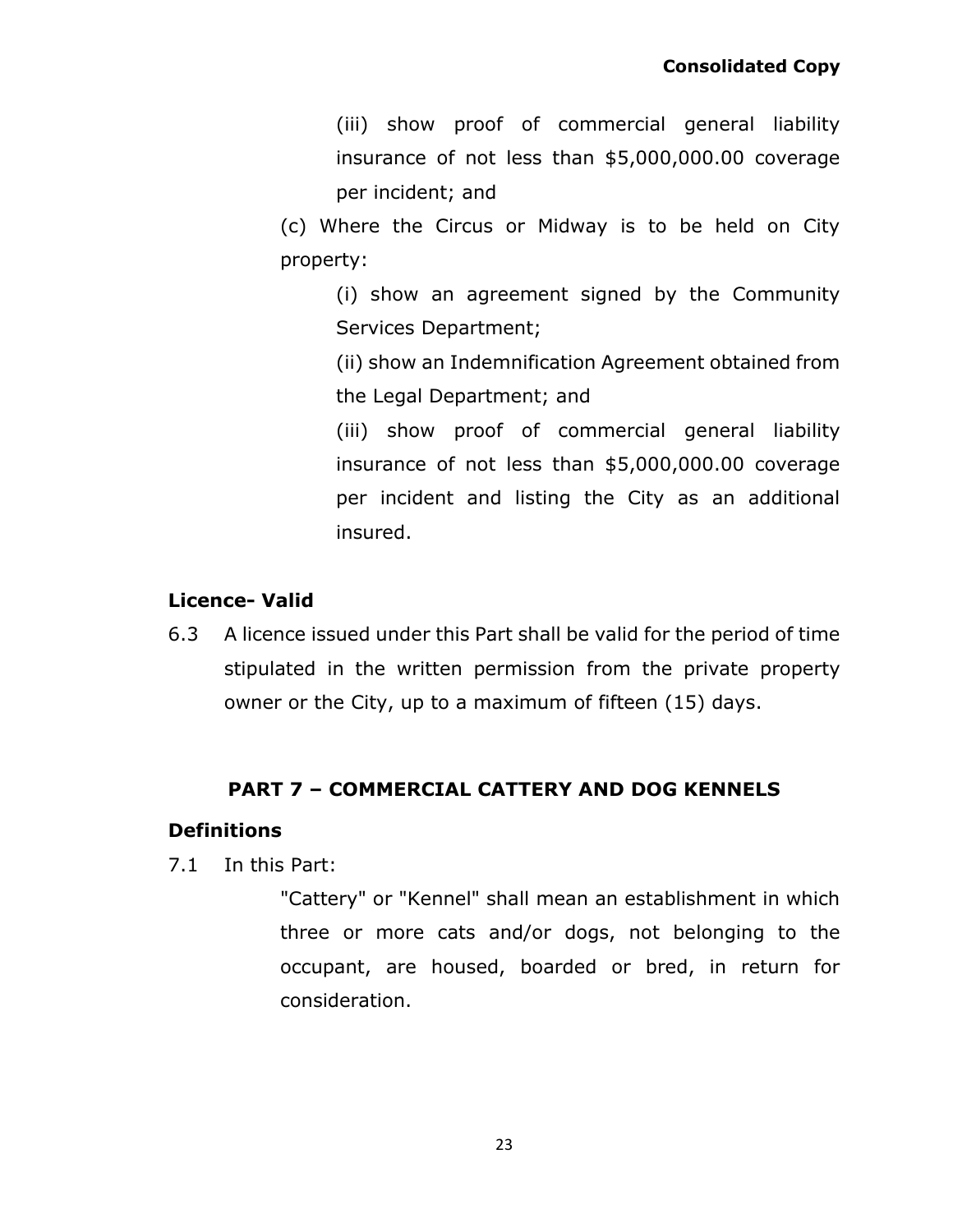(iii) show proof of commercial general liability insurance of not less than $5,000,000.00 coverage per incident; and

(c) Where the Circus or Midway is to be held on City property:

(i) show an agreement signed by the Community Services Department;

(ii) show an Indemnification Agreement obtained from the Legal Department; and

(iii) show proof of commercial general liability insurance of not less than $5,000,000.00 coverage per incident and listing the City as an additional insured.

**Licence- Valid**

6.3 A licence issued under this Part shall be valid for the period of time stipulated in the written permission from the private property owner or the City, up to a maximum of fifteen (15) days.

## PART 7 – COMMERCIAL CATTERY AND DOG KENNELS

**Definitions**

7.1 In this Part:

"Cattery" or "Kennel" shall mean an establishment in which three or more cats and/or dogs, not belonging to the occupant, are housed, boarded or bred, in return for consideration.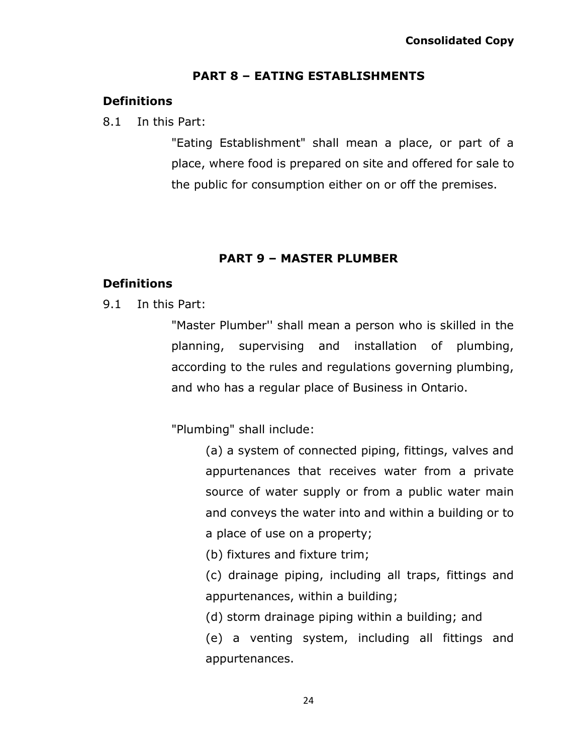## PART 8 – EATING ESTABLISHMENTS

### Definitions

8.1 In this Part:

"Eating Establishment" shall mean a place, or part of a place, where food is prepared on site and offered for sale to the public for consumption either on or off the premises.

## PART 9 – MASTER PLUMBER

### Definitions

9.1 In this Part:

"Master Plumber'' shall mean a person who is skilled in the planning, supervising and installation of plumbing, according to the rules and regulations governing plumbing, and who has a regular place of Business in Ontario.

"Plumbing" shall include:

(a) a system of connected piping, fittings, valves and appurtenances that receives water from a private source of water supply or from a public water main and conveys the water into and within a building or to a place of use on a property;

(b) fixtures and fixture trim;

(c) drainage piping, including all traps, fittings and appurtenances, within a building;

(d) storm drainage piping within a building; and

(e) a venting system, including all fittings and appurtenances.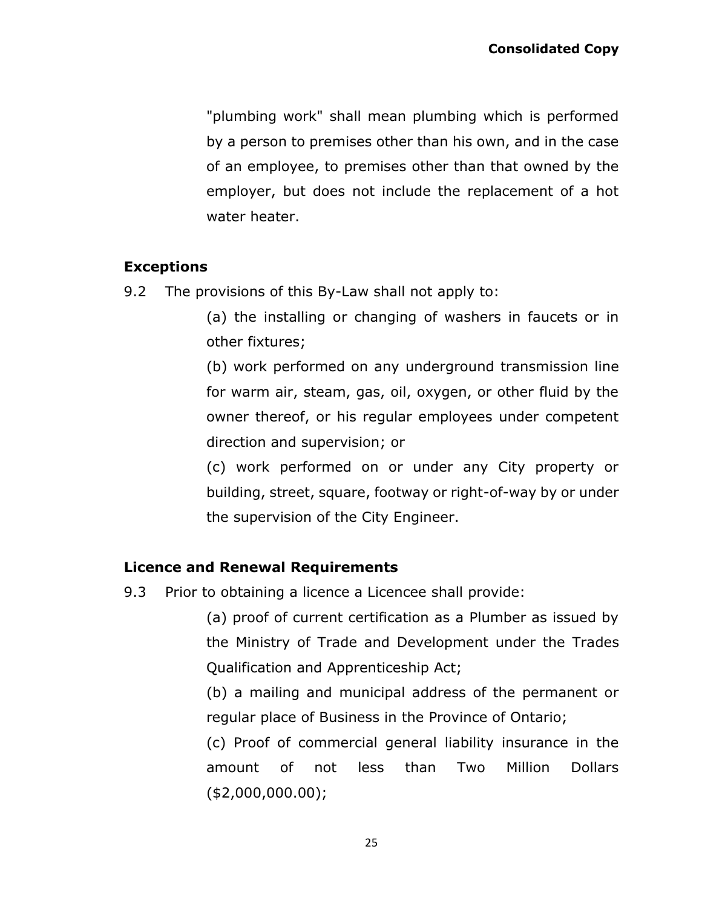"plumbing work" shall mean plumbing which is performed by a person to premises other than his own, and in the case of an employee, to premises other than that owned by the employer, but does not include the replacement of a hot water heater.

**Exceptions**

9.2 The provisions of this By-Law shall not apply to:

(a) the installing or changing of washers in faucets or in other fixtures;

(b) work performed on any underground transmission line for warm air, steam, gas, oil, oxygen, or other fluid by the owner thereof, or his regular employees under competent direction and supervision; or

(c) work performed on or under any City property or building, street, square, footway or right-of-way by or under the supervision of the City Engineer.

**Licence and Renewal Requirements**

9.3 Prior to obtaining a licence a Licencee shall provide:

(a) proof of current certification as a Plumber as issued by the Ministry of Trade and Development under the Trades Qualification and Apprenticeship Act;

(b) a mailing and municipal address of the permanent or regular place of Business in the Province of Ontario;

(c) Proof of commercial general liability insurance in the amount of not less than Two Million Dollars ($2,000,000.00);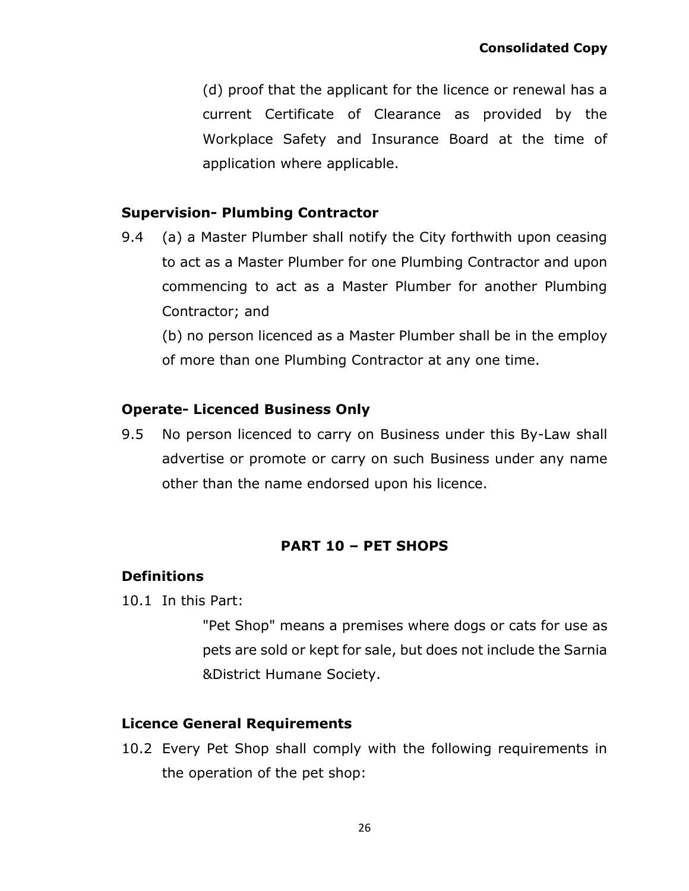(d) proof that the applicant for the licence or renewal has a current Certificate of Clearance as provided by the Workplace Safety and Insurance Board at the time of application where applicable.

### Supervision- Plumbing Contractor

9.4 (a) a Master Plumber shall notify the City forthwith upon ceasing to act as a Master Plumber for one Plumbing Contractor and upon commencing to act as a Master Plumber for another Plumbing Contractor; and

(b) no person licenced as a Master Plumber shall be in the employ of more than one Plumbing Contractor at any one time.

### Operate- Licenced Business Only

9.5 No person licenced to carry on Business under this By-Law shall advertise or promote or carry on such Business under any name other than the name endorsed upon his licence.

## PART 10 – PET SHOPS

### Definitions

10.1 In this Part:

"Pet Shop" means a premises where dogs or cats for use as pets are sold or kept for sale, but does not include the Sarnia &District Humane Society.

### Licence General Requirements

10.2 Every Pet Shop shall comply with the following requirements in the operation of the pet shop: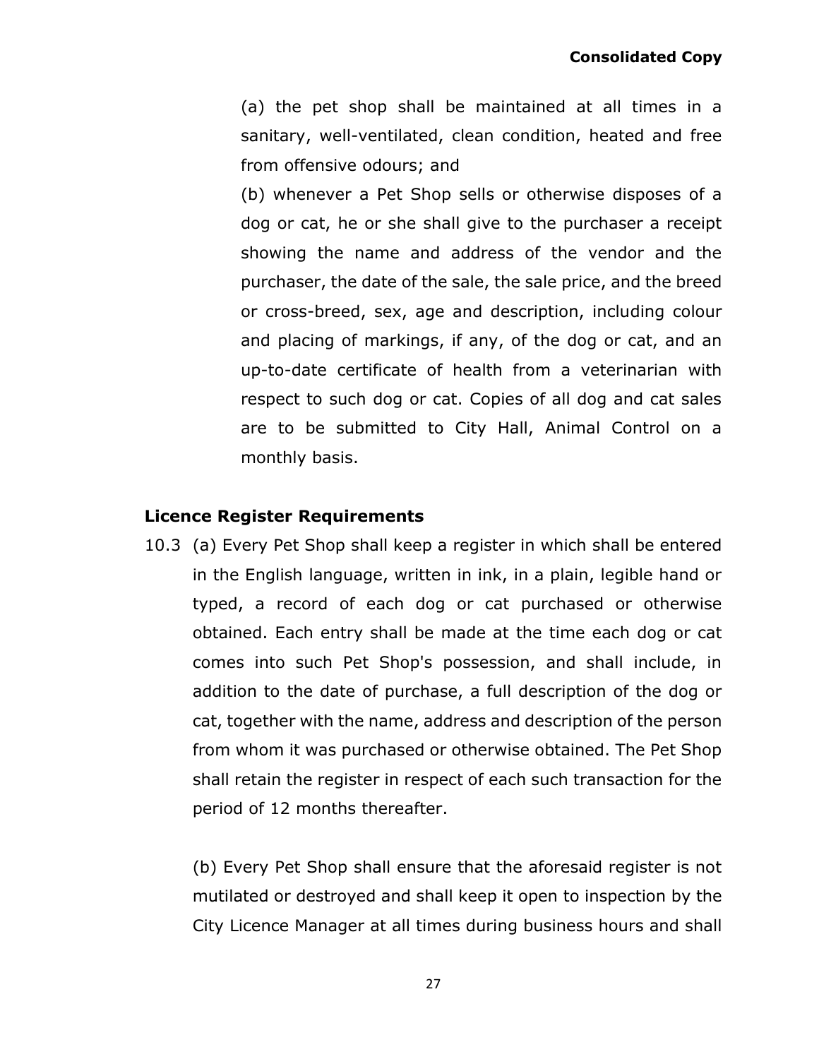(a) the pet shop shall be maintained at all times in a sanitary, well-ventilated, clean condition, heated and free from offensive odours; and

(b) whenever a Pet Shop sells or otherwise disposes of a dog or cat, he or she shall give to the purchaser a receipt showing the name and address of the vendor and the purchaser, the date of the sale, the sale price, and the breed or cross-breed, sex, age and description, including colour and placing of markings, if any, of the dog or cat, and an up-to-date certificate of health from a veterinarian with respect to such dog or cat. Copies of all dog and cat sales are to be submitted to City Hall, Animal Control on a monthly basis.

**Licence Register Requirements**

10.3 (a) Every Pet Shop shall keep a register in which shall be entered in the English language, written in ink, in a plain, legible hand or typed, a record of each dog or cat purchased or otherwise obtained. Each entry shall be made at the time each dog or cat comes into such Pet Shop's possession, and shall include, in addition to the date of purchase, a full description of the dog or cat, together with the name, address and description of the person from whom it was purchased or otherwise obtained. The Pet Shop shall retain the register in respect of each such transaction for the period of 12 months thereafter.

(b) Every Pet Shop shall ensure that the aforesaid register is not mutilated or destroyed and shall keep it open to inspection by the City Licence Manager at all times during business hours and shall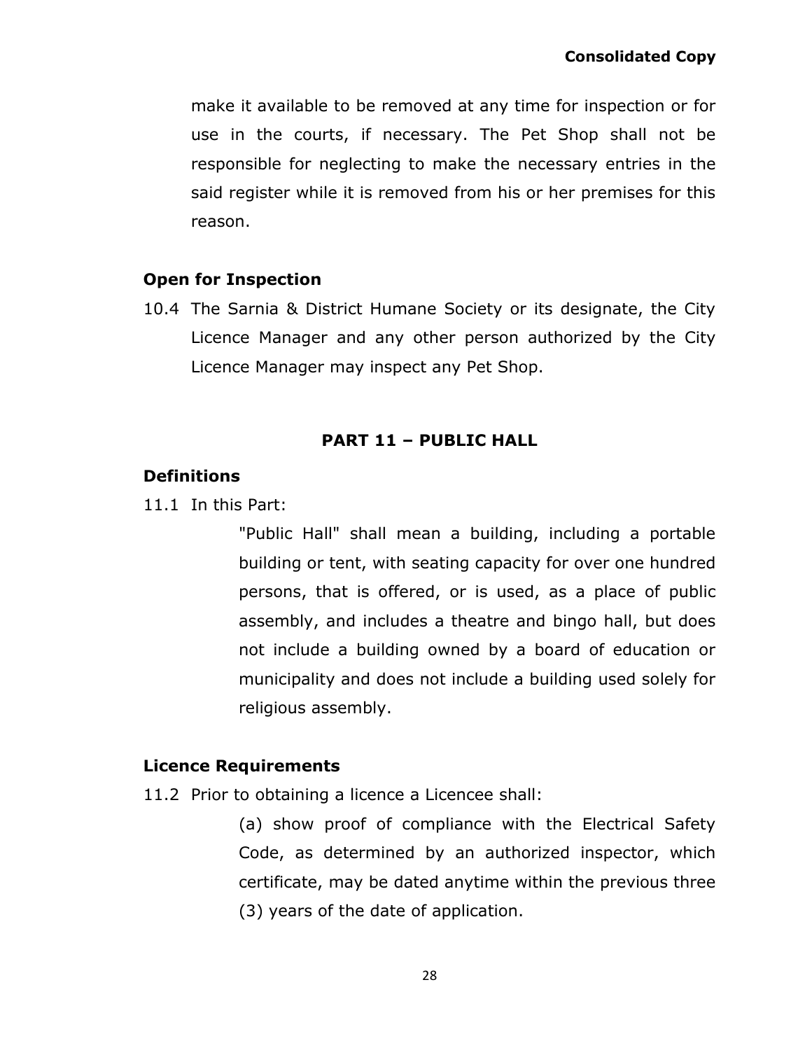make it available to be removed at any time for inspection or for use in the courts, if necessary. The Pet Shop shall not be responsible for neglecting to make the necessary entries in the said register while it is removed from his or her premises for this reason.

**Open for Inspection**

10.4 The Sarnia & District Humane Society or its designate, the City Licence Manager and any other person authorized by the City Licence Manager may inspect any Pet Shop.

## PART 11 – PUBLIC HALL

**Definitions**

11.1 In this Part:

"Public Hall" shall mean a building, including a portable building or tent, with seating capacity for over one hundred persons, that is offered, or is used, as a place of public assembly, and includes a theatre and bingo hall, but does not include a building owned by a board of education or municipality and does not include a building used solely for religious assembly.

**Licence Requirements**

11.2 Prior to obtaining a licence a Licencee shall:

(a) show proof of compliance with the Electrical Safety Code, as determined by an authorized inspector, which certificate, may be dated anytime within the previous three (3) years of the date of application.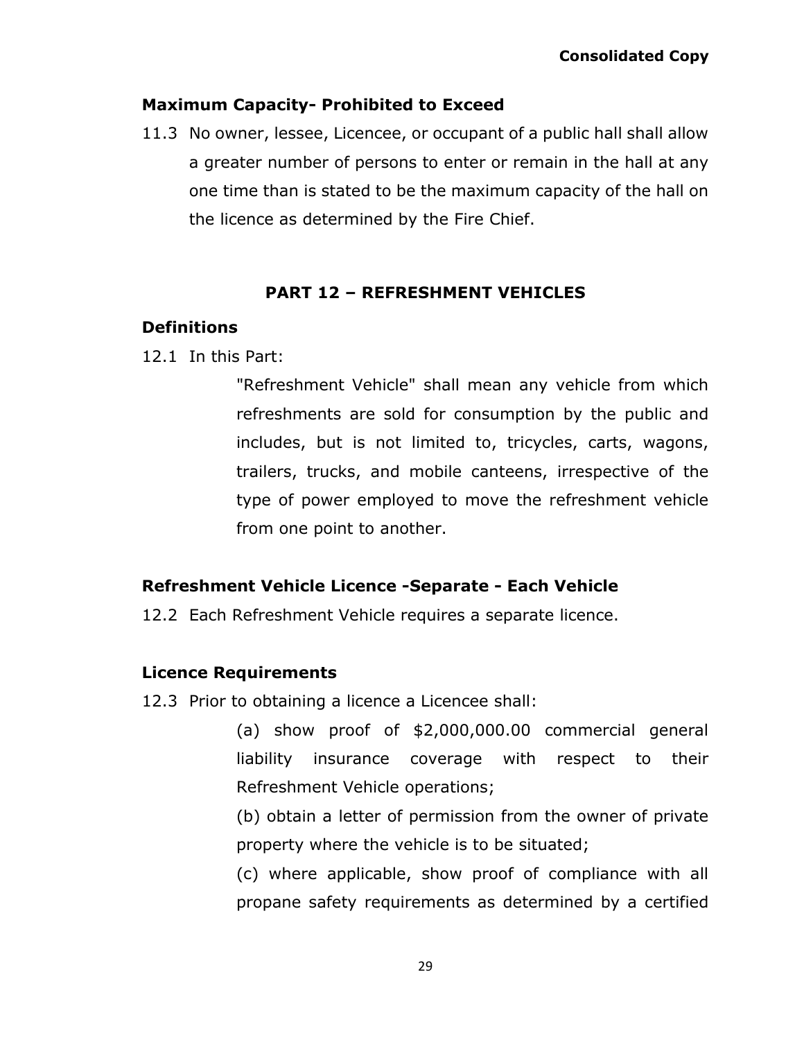### Maximum Capacity- Prohibited to Exceed

11.3 No owner, lessee, Licencee, or occupant of a public hall shall allow a greater number of persons to enter or remain in the hall at any one time than is stated to be the maximum capacity of the hall on the licence as determined by the Fire Chief.

## PART 12 – REFRESHMENT VEHICLES

### Definitions

12.1 In this Part:

"Refreshment Vehicle" shall mean any vehicle from which refreshments are sold for consumption by the public and includes, but is not limited to, tricycles, carts, wagons, trailers, trucks, and mobile canteens, irrespective of the type of power employed to move the refreshment vehicle from one point to another.

### Refreshment Vehicle Licence -Separate - Each Vehicle

12.2 Each Refreshment Vehicle requires a separate licence.

### Licence Requirements

12.3 Prior to obtaining a licence a Licencee shall:

(a) show proof of $2,000,000.00 commercial general liability insurance coverage with respect to their Refreshment Vehicle operations;

(b) obtain a letter of permission from the owner of private property where the vehicle is to be situated;

(c) where applicable, show proof of compliance with all propane safety requirements as determined by a certified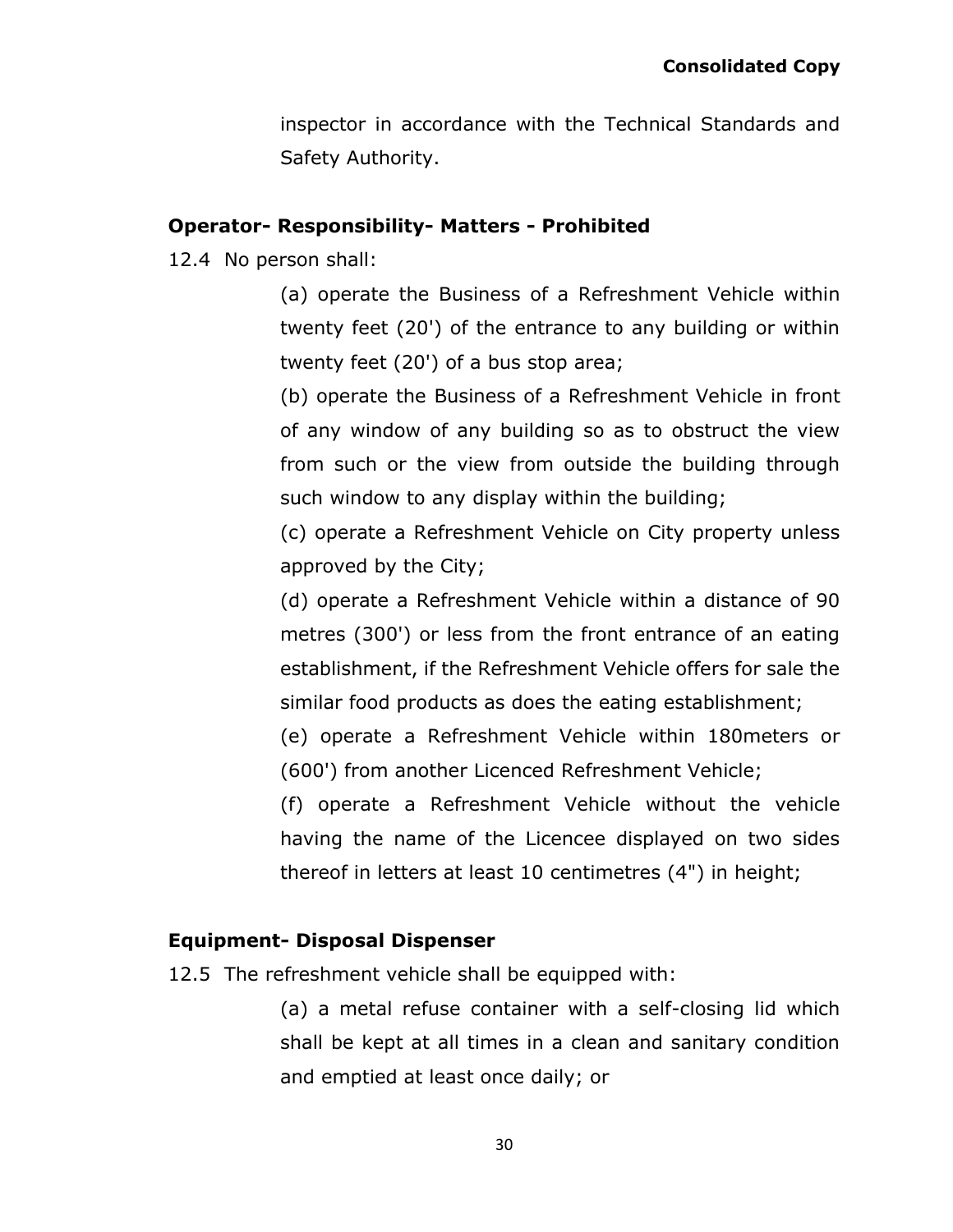inspector in accordance with the Technical Standards and Safety Authority.

**Operator- Responsibility- Matters - Prohibited**

12.4 No person shall:

(a) operate the Business of a Refreshment Vehicle within twenty feet (20') of the entrance to any building or within twenty feet (20') of a bus stop area;

(b) operate the Business of a Refreshment Vehicle in front of any window of any building so as to obstruct the view from such or the view from outside the building through such window to any display within the building;

(c) operate a Refreshment Vehicle on City property unless approved by the City;

(d) operate a Refreshment Vehicle within a distance of 90 metres (300') or less from the front entrance of an eating establishment, if the Refreshment Vehicle offers for sale the similar food products as does the eating establishment;

(e) operate a Refreshment Vehicle within 180meters or (600') from another Licenced Refreshment Vehicle;

(f) operate a Refreshment Vehicle without the vehicle having the name of the Licencee displayed on two sides thereof in letters at least 10 centimetres (4") in height;

**Equipment- Disposal Dispenser**

12.5 The refreshment vehicle shall be equipped with:

(a) a metal refuse container with a self-closing lid which shall be kept at all times in a clean and sanitary condition and emptied at least once daily; or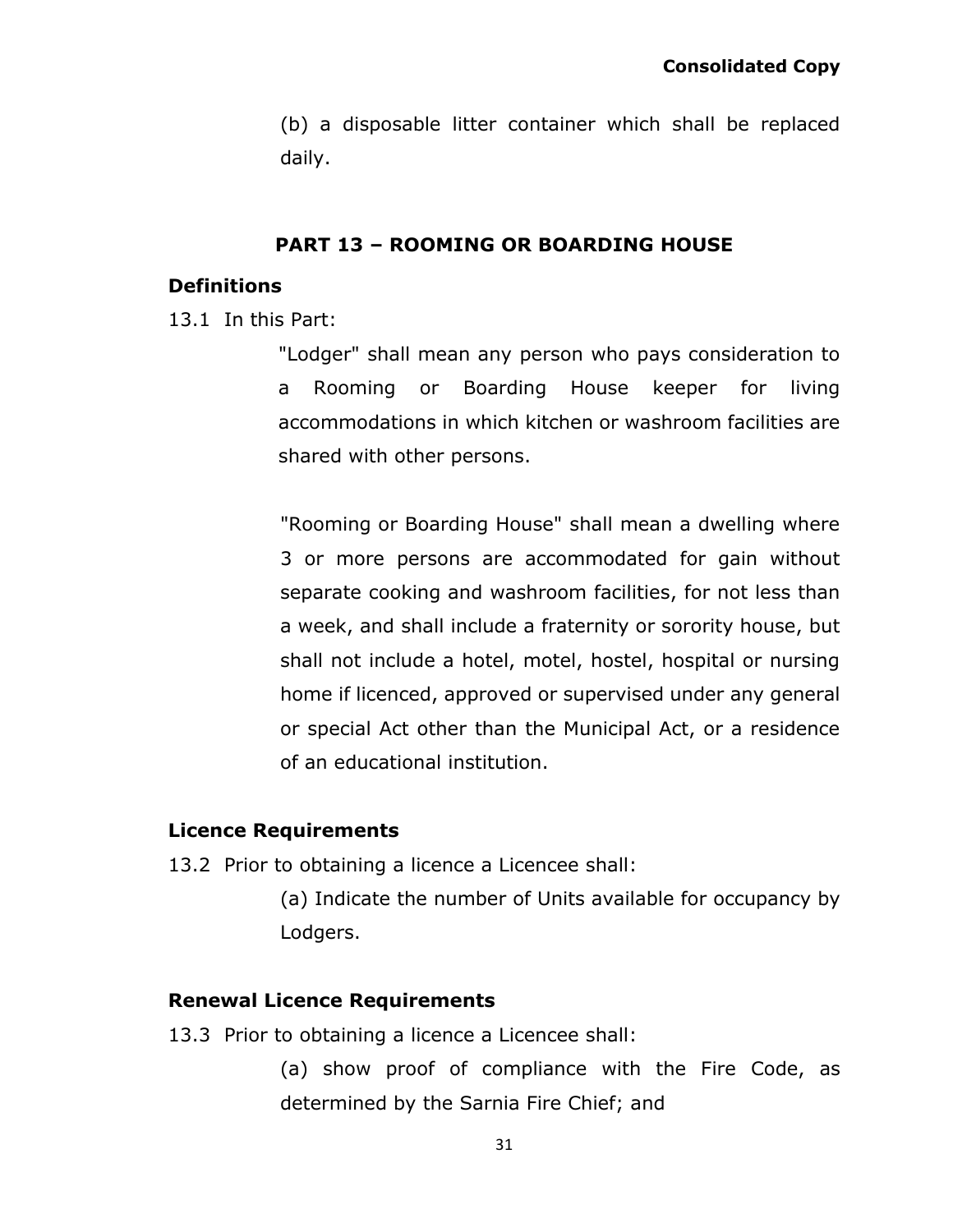(b) a disposable litter container which shall be replaced daily.

## PART 13 – ROOMING OR BOARDING HOUSE

### Definitions

13.1 In this Part:

"Lodger" shall mean any person who pays consideration to a Rooming or Boarding House keeper for living accommodations in which kitchen or washroom facilities are shared with other persons.

"Rooming or Boarding House" shall mean a dwelling where 3 or more persons are accommodated for gain without separate cooking and washroom facilities, for not less than a week, and shall include a fraternity or sorority house, but shall not include a hotel, motel, hostel, hospital or nursing home if licenced, approved or supervised under any general or special Act other than the Municipal Act, or a residence of an educational institution.

### Licence Requirements

13.2 Prior to obtaining a licence a Licencee shall:

(a) Indicate the number of Units available for occupancy by Lodgers.

### Renewal Licence Requirements

13.3 Prior to obtaining a licence a Licencee shall:

(a) show proof of compliance with the Fire Code, as determined by the Sarnia Fire Chief; and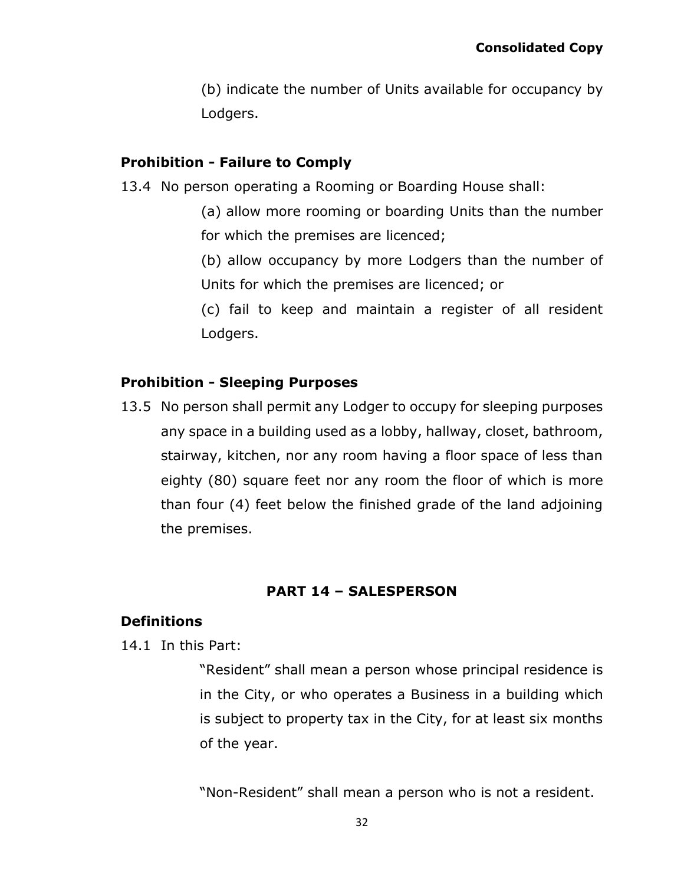(b) indicate the number of Units available for occupancy by Lodgers.

### Prohibition - Failure to Comply

13.4 No person operating a Rooming or Boarding House shall:

(a) allow more rooming or boarding Units than the number for which the premises are licenced;

(b) allow occupancy by more Lodgers than the number of Units for which the premises are licenced; or

(c) fail to keep and maintain a register of all resident Lodgers.

### Prohibition - Sleeping Purposes

13.5 No person shall permit any Lodger to occupy for sleeping purposes any space in a building used as a lobby, hallway, closet, bathroom, stairway, kitchen, nor any room having a floor space of less than eighty (80) square feet nor any room the floor of which is more than four (4) feet below the finished grade of the land adjoining the premises.

## PART 14 – SALESPERSON

### Definitions

14.1 In this Part:

"Resident" shall mean a person whose principal residence is in the City, or who operates a Business in a building which is subject to property tax in the City, for at least six months of the year.

"Non-Resident" shall mean a person who is not a resident.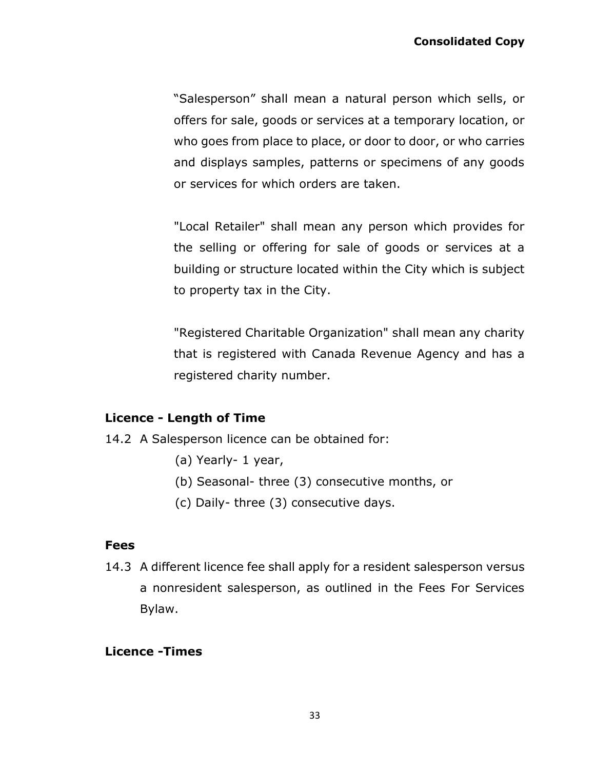"Salesperson" shall mean a natural person which sells, or offers for sale, goods or services at a temporary location, or who goes from place to place, or door to door, or who carries and displays samples, patterns or specimens of any goods or services for which orders are taken.

"Local Retailer" shall mean any person which provides for the selling or offering for sale of goods or services at a building or structure located within the City which is subject to property tax in the City.

"Registered Charitable Organization" shall mean any charity that is registered with Canada Revenue Agency and has a registered charity number.

**Licence - Length of Time**

14.2 A Salesperson licence can be obtained for:

(a) Yearly- 1 year,

(b) Seasonal- three (3) consecutive months, or

(c) Daily- three (3) consecutive days.

**Fees**

14.3 A different licence fee shall apply for a resident salesperson versus a nonresident salesperson, as outlined in the Fees For Services Bylaw.

**Licence -Times**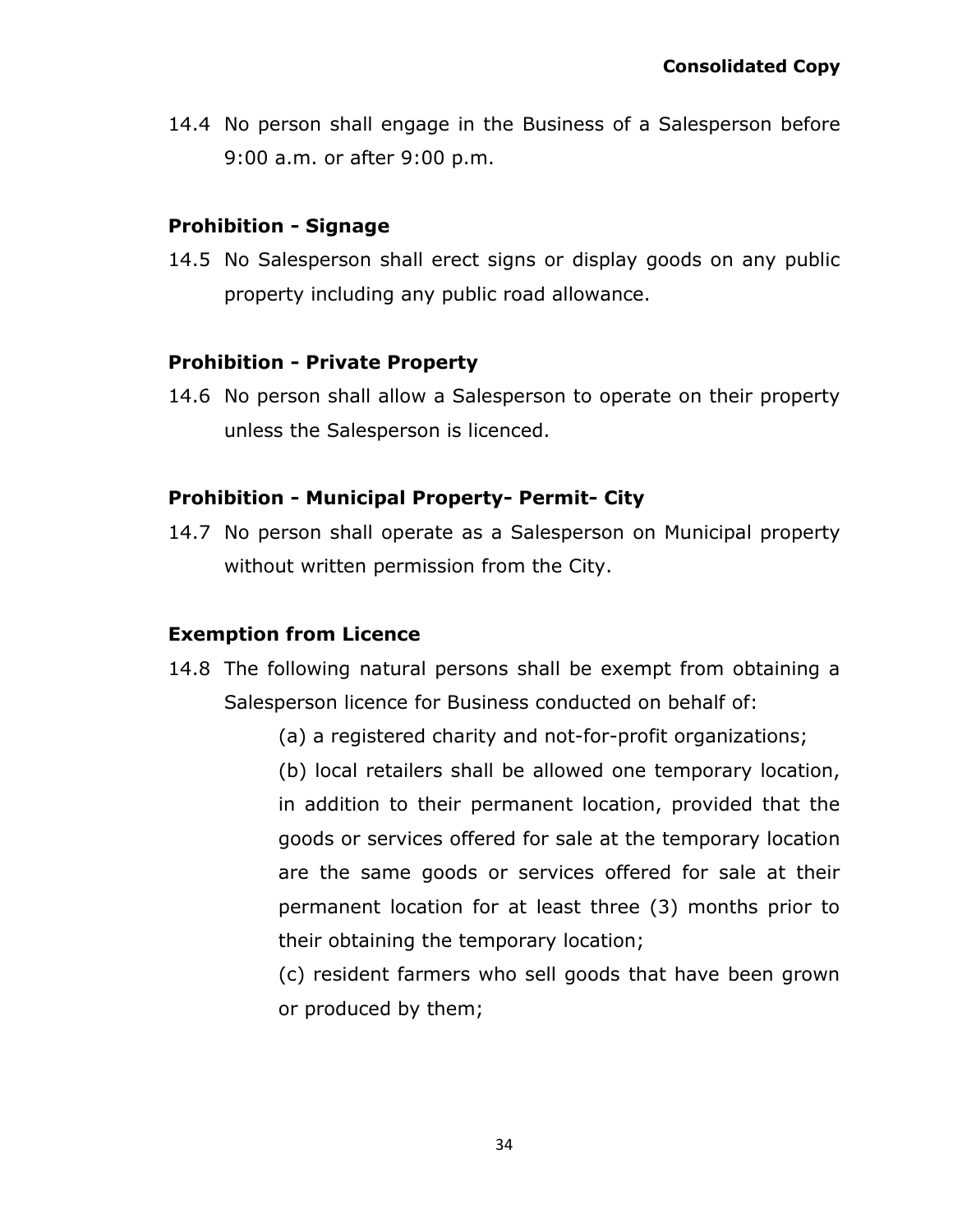14.4 No person shall engage in the Business of a Salesperson before 9:00 a.m. or after 9:00 p.m.

**Prohibition - Signage**

14.5 No Salesperson shall erect signs or display goods on any public property including any public road allowance.

**Prohibition - Private Property**

14.6 No person shall allow a Salesperson to operate on their property unless the Salesperson is licenced.

**Prohibition - Municipal Property- Permit- City**

14.7 No person shall operate as a Salesperson on Municipal property without written permission from the City.

**Exemption from Licence**

14.8 The following natural persons shall be exempt from obtaining a Salesperson licence for Business conducted on behalf of:

(a) a registered charity and not-for-profit organizations;

(b) local retailers shall be allowed one temporary location, in addition to their permanent location, provided that the goods or services offered for sale at the temporary location are the same goods or services offered for sale at their permanent location for at least three (3) months prior to their obtaining the temporary location;

(c) resident farmers who sell goods that have been grown or produced by them;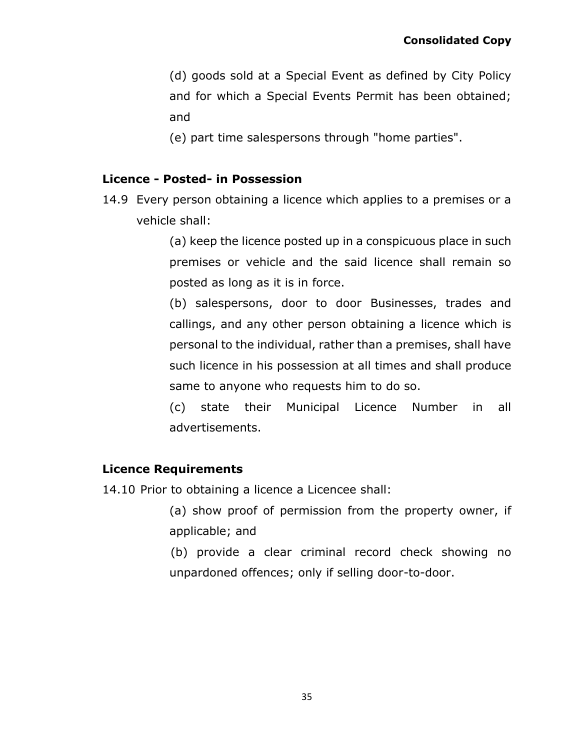(d) goods sold at a Special Event as defined by City Policy and for which a Special Events Permit has been obtained; and

(e) part time salespersons through "home parties".

**Licence - Posted- in Possession**

14.9 Every person obtaining a licence which applies to a premises or a vehicle shall:

(a) keep the licence posted up in a conspicuous place in such premises or vehicle and the said licence shall remain so posted as long as it is in force.

(b) salespersons, door to door Businesses, trades and callings, and any other person obtaining a licence which is personal to the individual, rather than a premises, shall have such licence in his possession at all times and shall produce same to anyone who requests him to do so.

(c) state their Municipal Licence Number in all advertisements.

**Licence Requirements**

14.10 Prior to obtaining a licence a Licencee shall:

(a) show proof of permission from the property owner, if applicable; and

(b) provide a clear criminal record check showing no unpardoned offences; only if selling door-to-door.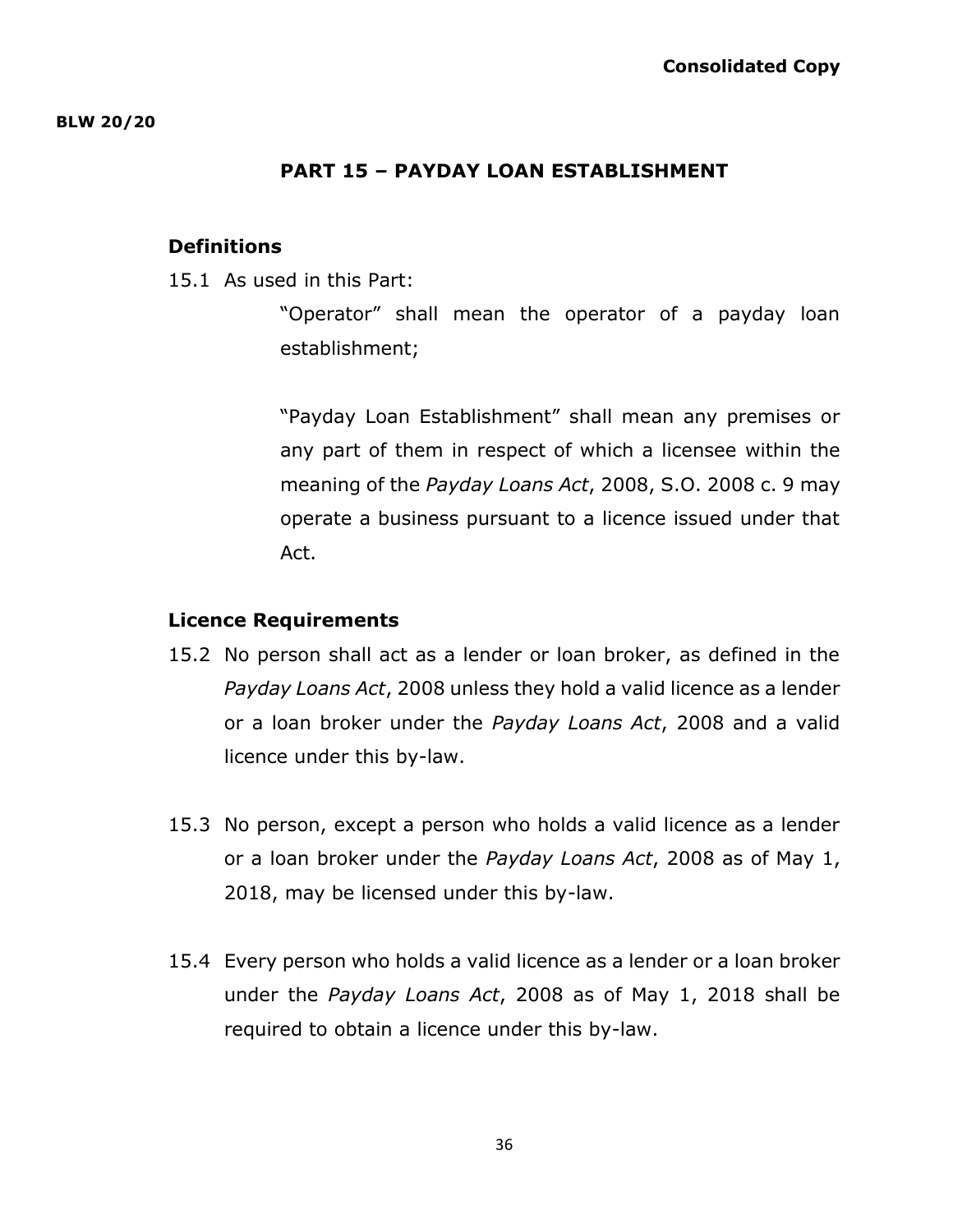**BLW 20/20**

## PART 15 – PAYDAY LOAN ESTABLISHMENT

### Definitions

15.1 As used in this Part:

"Operator" shall mean the operator of a payday loan establishment;

"Payday Loan Establishment" shall mean any premises or any part of them in respect of which a licensee within the meaning of the *Payday Loans Act*, 2008, S.O. 2008 c. 9 may operate a business pursuant to a licence issued under that Act.

### Licence Requirements

15.2 No person shall act as a lender or loan broker, as defined in the *Payday Loans Act*, 2008 unless they hold a valid licence as a lender or a loan broker under the *Payday Loans Act*, 2008 and a valid licence under this by-law.

15.3 No person, except a person who holds a valid licence as a lender or a loan broker under the *Payday Loans Act*, 2008 as of May 1, 2018, may be licensed under this by-law.

15.4 Every person who holds a valid licence as a lender or a loan broker under the *Payday Loans Act*, 2008 as of May 1, 2018 shall be required to obtain a licence under this by-law.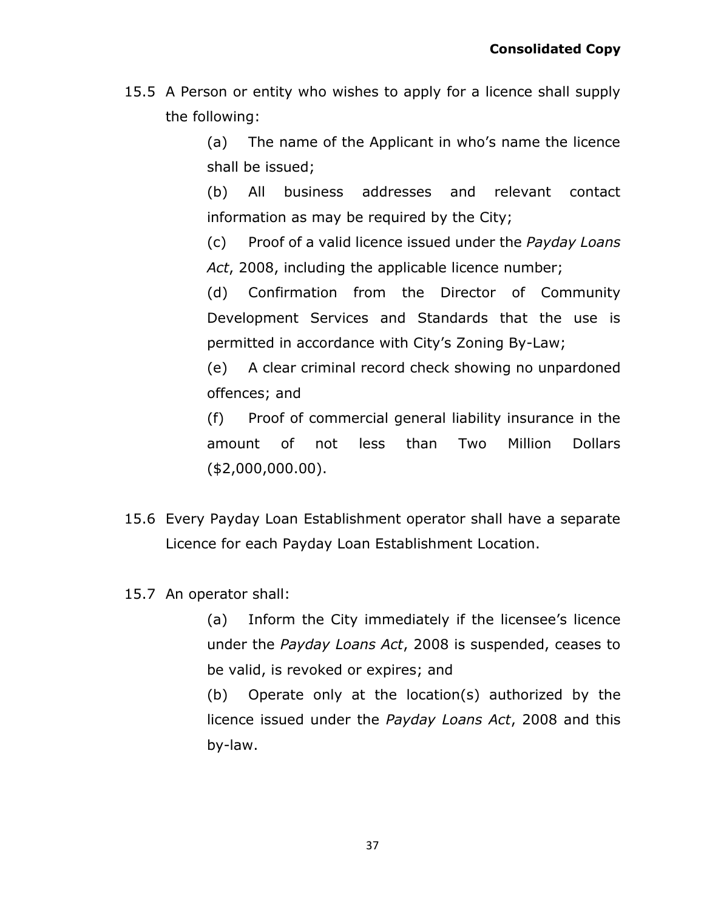15.5 A Person or entity who wishes to apply for a licence shall supply the following:

(a) The name of the Applicant in who's name the licence shall be issued;

(b) All business addresses and relevant contact information as may be required by the City;

(c) Proof of a valid licence issued under the *Payday Loans Act*, 2008, including the applicable licence number;

(d) Confirmation from the Director of Community Development Services and Standards that the use is permitted in accordance with City's Zoning By-Law;

(e) A clear criminal record check showing no unpardoned offences; and

(f) Proof of commercial general liability insurance in the amount of not less than Two Million Dollars ($2,000,000.00).

15.6 Every Payday Loan Establishment operator shall have a separate Licence for each Payday Loan Establishment Location.

15.7 An operator shall:

(a) Inform the City immediately if the licensee's licence under the *Payday Loans Act*, 2008 is suspended, ceases to be valid, is revoked or expires; and

(b) Operate only at the location(s) authorized by the licence issued under the *Payday Loans Act*, 2008 and this by-law.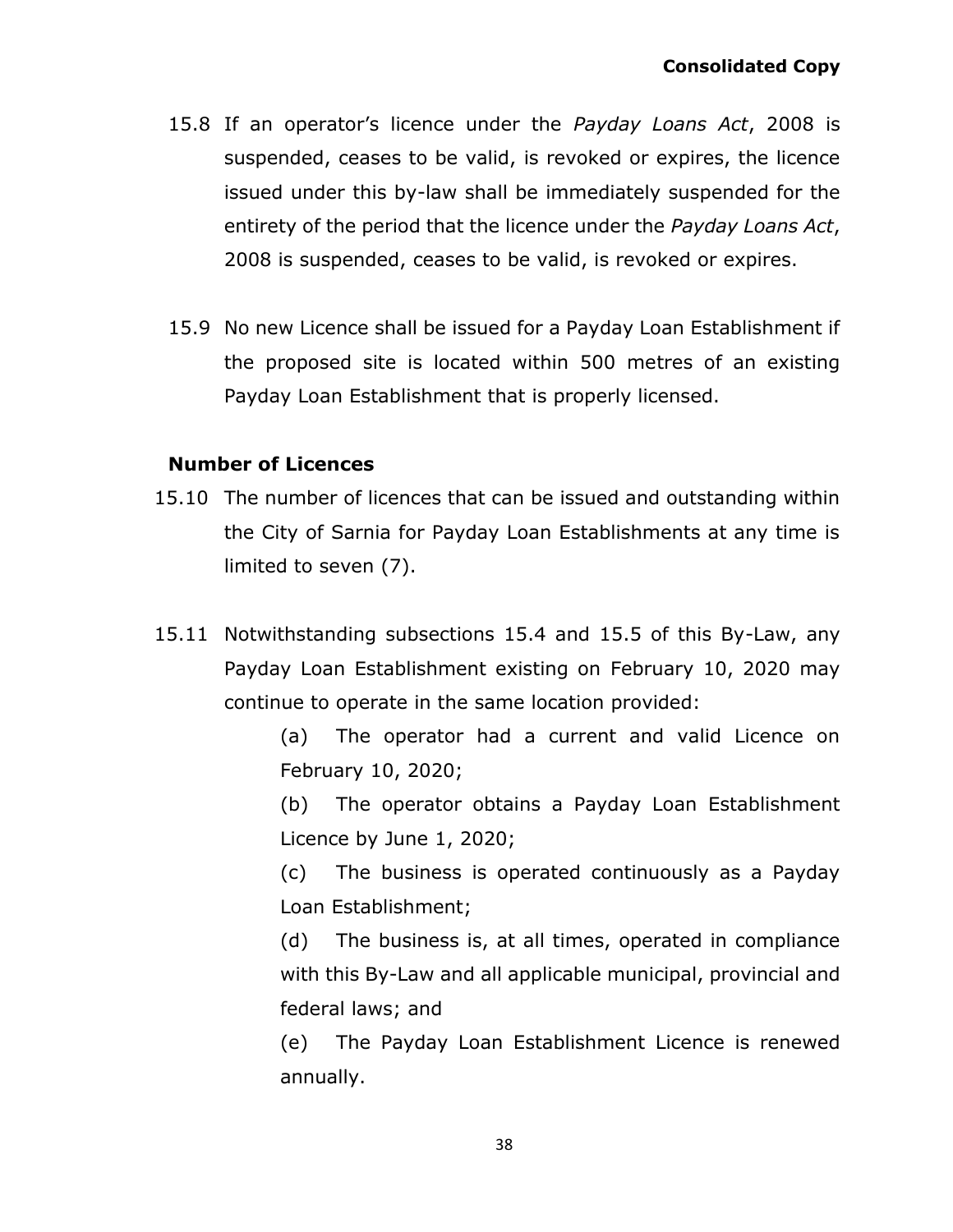15.8 If an operator's licence under the *Payday Loans Act*, 2008 is suspended, ceases to be valid, is revoked or expires, the licence issued under this by-law shall be immediately suspended for the entirety of the period that the licence under the *Payday Loans Act*, 2008 is suspended, ceases to be valid, is revoked or expires.

15.9 No new Licence shall be issued for a Payday Loan Establishment if the proposed site is located within 500 metres of an existing Payday Loan Establishment that is properly licensed.

**Number of Licences**

15.10 The number of licences that can be issued and outstanding within the City of Sarnia for Payday Loan Establishments at any time is limited to seven (7).

15.11 Notwithstanding subsections 15.4 and 15.5 of this By-Law, any Payday Loan Establishment existing on February 10, 2020 may continue to operate in the same location provided:

(a) The operator had a current and valid Licence on February 10, 2020;

(b) The operator obtains a Payday Loan Establishment Licence by June 1, 2020;

(c) The business is operated continuously as a Payday Loan Establishment;

(d) The business is, at all times, operated in compliance with this By-Law and all applicable municipal, provincial and federal laws; and

(e) The Payday Loan Establishment Licence is renewed annually.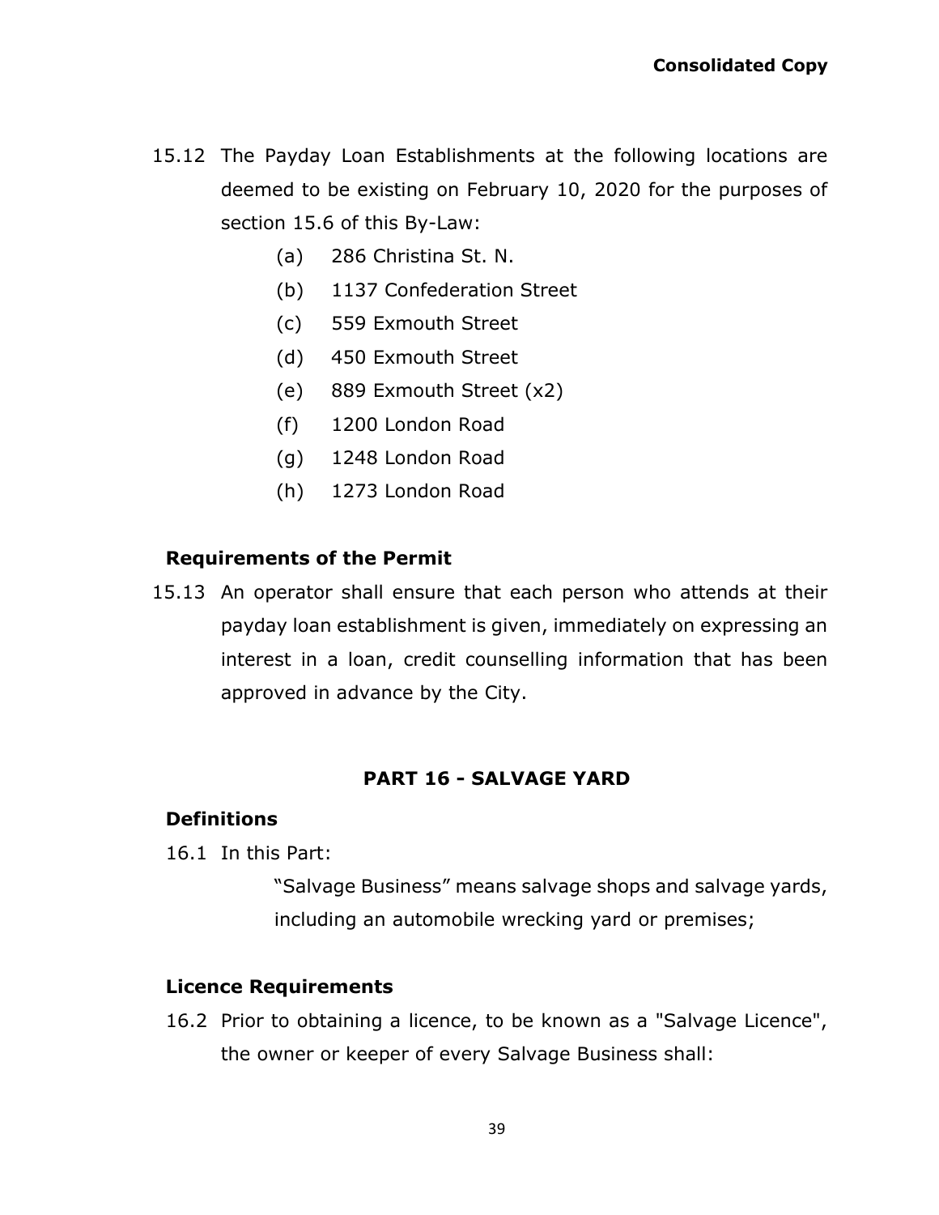15.12 The Payday Loan Establishments at the following locations are deemed to be existing on February 10, 2020 for the purposes of section 15.6 of this By-Law:

(a) 286 Christina St. N.

(b) 1137 Confederation Street

(c) 559 Exmouth Street

(d) 450 Exmouth Street

(e) 889 Exmouth Street (x2)

(f) 1200 London Road

(g) 1248 London Road

(h) 1273 London Road

### Requirements of the Permit

15.13 An operator shall ensure that each person who attends at their payday loan establishment is given, immediately on expressing an interest in a loan, credit counselling information that has been approved in advance by the City.

## PART 16 - SALVAGE YARD

### Definitions

16.1 In this Part:

"Salvage Business" means salvage shops and salvage yards, including an automobile wrecking yard or premises;

### Licence Requirements

16.2 Prior to obtaining a licence, to be known as a "Salvage Licence", the owner or keeper of every Salvage Business shall: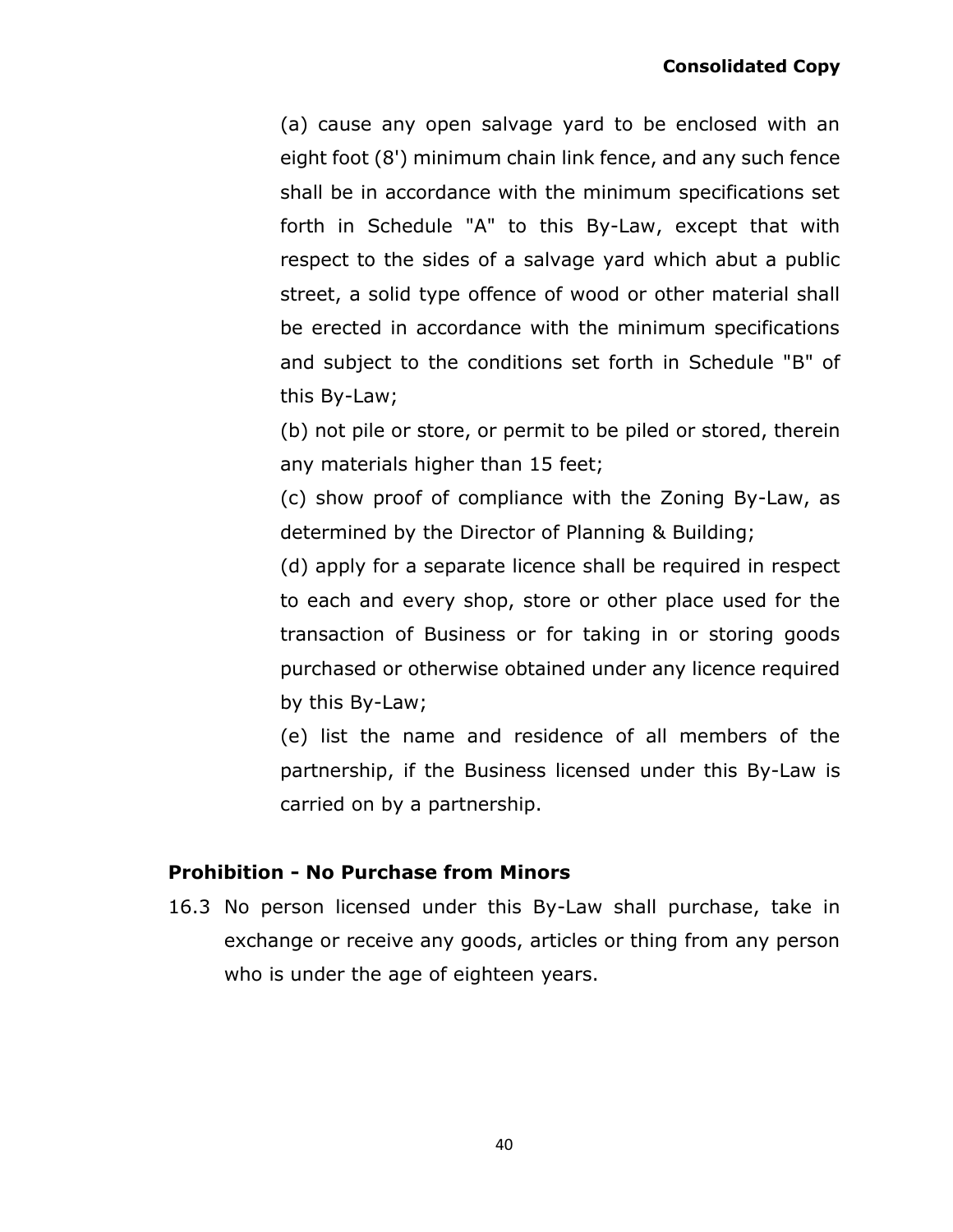(a) cause any open salvage yard to be enclosed with an eight foot (8') minimum chain link fence, and any such fence shall be in accordance with the minimum specifications set forth in Schedule "A" to this By-Law, except that with respect to the sides of a salvage yard which abut a public street, a solid type offence of wood or other material shall be erected in accordance with the minimum specifications and subject to the conditions set forth in Schedule "B" of this By-Law;

(b) not pile or store, or permit to be piled or stored, therein any materials higher than 15 feet;

(c) show proof of compliance with the Zoning By-Law, as determined by the Director of Planning & Building;

(d) apply for a separate licence shall be required in respect to each and every shop, store or other place used for the transaction of Business or for taking in or storing goods purchased or otherwise obtained under any licence required by this By-Law;

(e) list the name and residence of all members of the partnership, if the Business licensed under this By-Law is carried on by a partnership.

**Prohibition - No Purchase from Minors**

16.3 No person licensed under this By-Law shall purchase, take in exchange or receive any goods, articles or thing from any person who is under the age of eighteen years.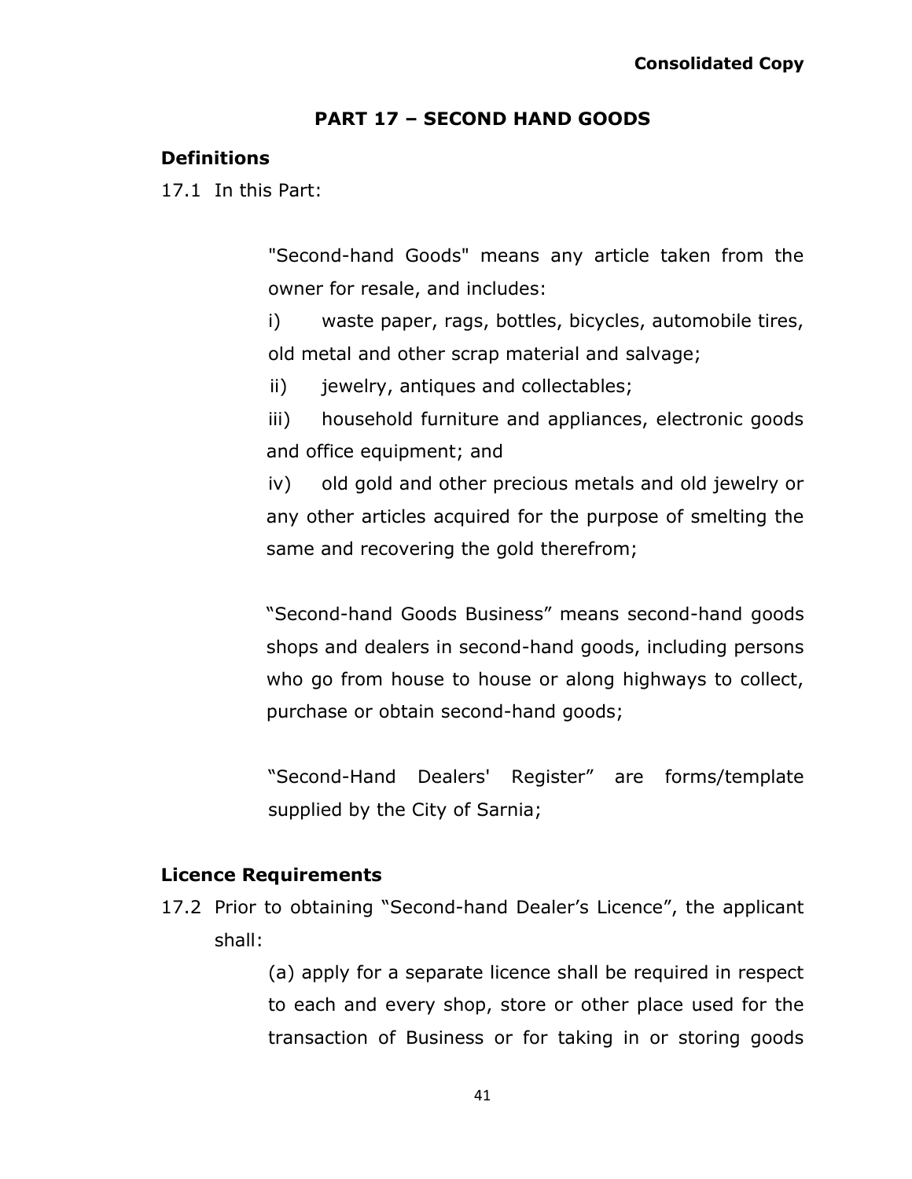## PART 17 – SECOND HAND GOODS

### Definitions

17.1 In this Part:

"Second-hand Goods" means any article taken from the owner for resale, and includes:

i) waste paper, rags, bottles, bicycles, automobile tires, old metal and other scrap material and salvage;

ii) jewelry, antiques and collectables;

iii) household furniture and appliances, electronic goods and office equipment; and

iv) old gold and other precious metals and old jewelry or any other articles acquired for the purpose of smelting the same and recovering the gold therefrom;

"Second-hand Goods Business" means second-hand goods shops and dealers in second-hand goods, including persons who go from house to house or along highways to collect, purchase or obtain second-hand goods;

"Second-Hand Dealers' Register" are forms/template supplied by the City of Sarnia;

### Licence Requirements

17.2 Prior to obtaining "Second-hand Dealer's Licence", the applicant shall:

(a) apply for a separate licence shall be required in respect to each and every shop, store or other place used for the transaction of Business or for taking in or storing goods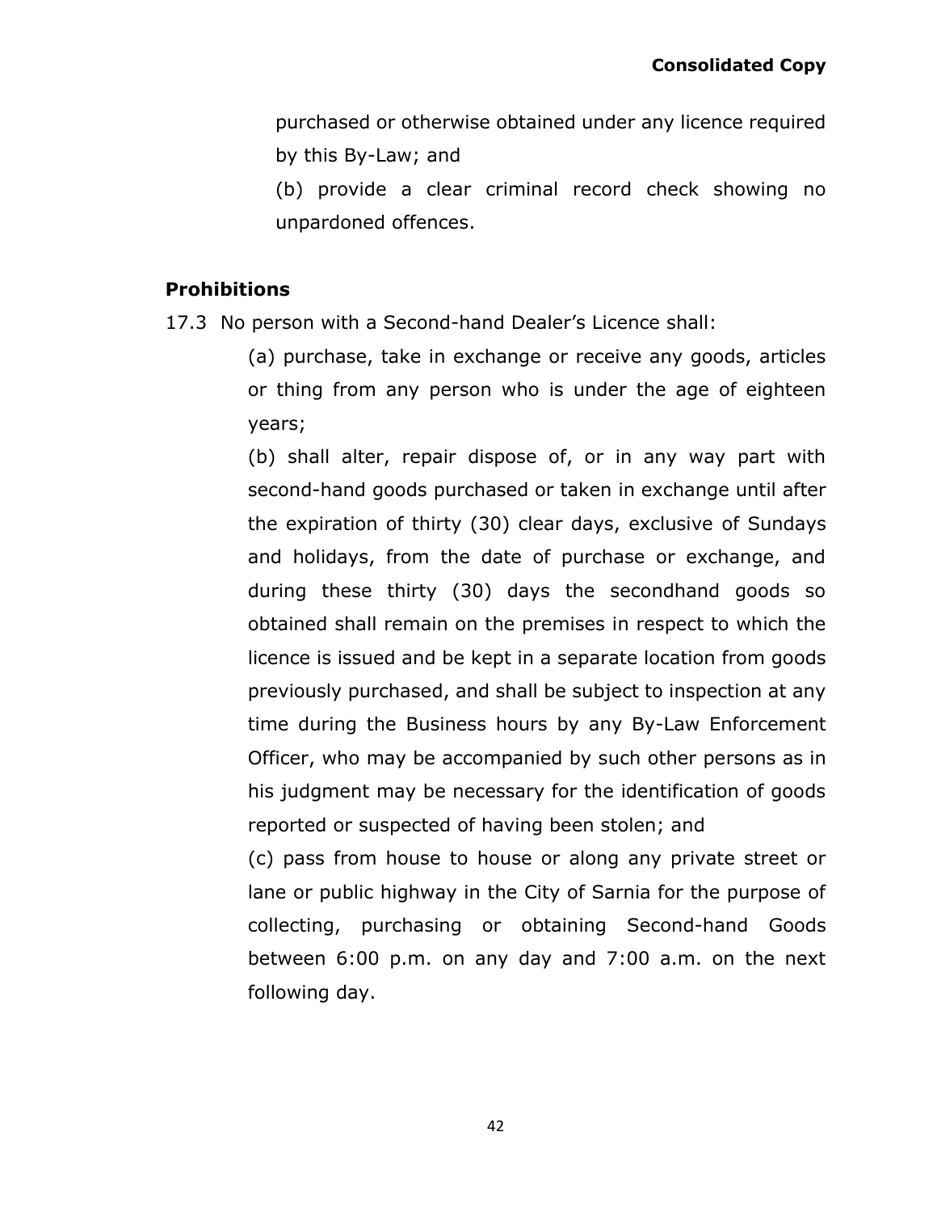purchased or otherwise obtained under any licence required by this By-Law; and

(b) provide a clear criminal record check showing no unpardoned offences.

**Prohibitions**

17.3 No person with a Second-hand Dealer's Licence shall:

(a) purchase, take in exchange or receive any goods, articles or thing from any person who is under the age of eighteen years;

(b) shall alter, repair dispose of, or in any way part with second-hand goods purchased or taken in exchange until after the expiration of thirty (30) clear days, exclusive of Sundays and holidays, from the date of purchase or exchange, and during these thirty (30) days the secondhand goods so obtained shall remain on the premises in respect to which the licence is issued and be kept in a separate location from goods previously purchased, and shall be subject to inspection at any time during the Business hours by any By-Law Enforcement Officer, who may be accompanied by such other persons as in his judgment may be necessary for the identification of goods reported or suspected of having been stolen; and

(c) pass from house to house or along any private street or lane or public highway in the City of Sarnia for the purpose of collecting, purchasing or obtaining Second-hand Goods between 6:00 p.m. on any day and 7:00 a.m. on the next following day.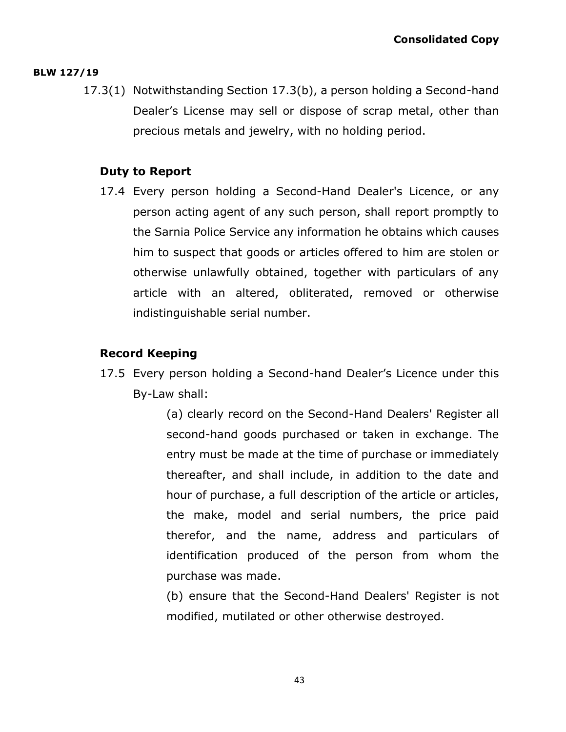**BLW 127/19**

17.3(1) Notwithstanding Section 17.3(b), a person holding a Second-hand Dealer's License may sell or dispose of scrap metal, other than precious metals and jewelry, with no holding period.

### Duty to Report

17.4 Every person holding a Second-Hand Dealer's Licence, or any person acting agent of any such person, shall report promptly to the Sarnia Police Service any information he obtains which causes him to suspect that goods or articles offered to him are stolen or otherwise unlawfully obtained, together with particulars of any article with an altered, obliterated, removed or otherwise indistinguishable serial number.

### Record Keeping

17.5 Every person holding a Second-hand Dealer's Licence under this By-Law shall:

(a) clearly record on the Second-Hand Dealers' Register all second-hand goods purchased or taken in exchange. The entry must be made at the time of purchase or immediately thereafter, and shall include, in addition to the date and hour of purchase, a full description of the article or articles, the make, model and serial numbers, the price paid therefor, and the name, address and particulars of identification produced of the person from whom the purchase was made.

(b) ensure that the Second-Hand Dealers' Register is not modified, mutilated or other otherwise destroyed.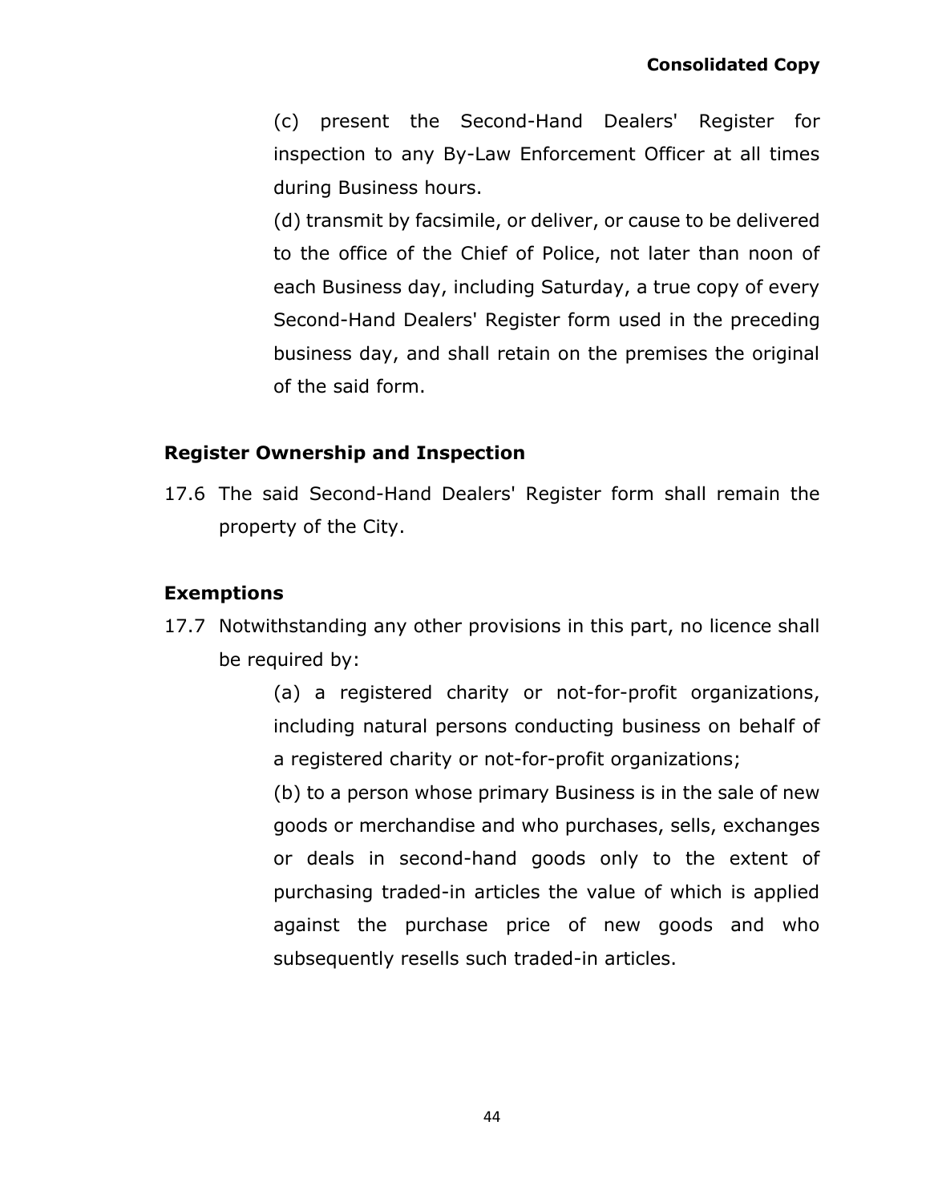(c) present the Second-Hand Dealers' Register for inspection to any By-Law Enforcement Officer at all times during Business hours.

(d) transmit by facsimile, or deliver, or cause to be delivered to the office of the Chief of Police, not later than noon of each Business day, including Saturday, a true copy of every Second-Hand Dealers' Register form used in the preceding business day, and shall retain on the premises the original of the said form.

### Register Ownership and Inspection

17.6 The said Second-Hand Dealers' Register form shall remain the property of the City.

### Exemptions

17.7 Notwithstanding any other provisions in this part, no licence shall be required by:

(a) a registered charity or not-for-profit organizations, including natural persons conducting business on behalf of a registered charity or not-for-profit organizations;

(b) to a person whose primary Business is in the sale of new goods or merchandise and who purchases, sells, exchanges or deals in second-hand goods only to the extent of purchasing traded-in articles the value of which is applied against the purchase price of new goods and who subsequently resells such traded-in articles.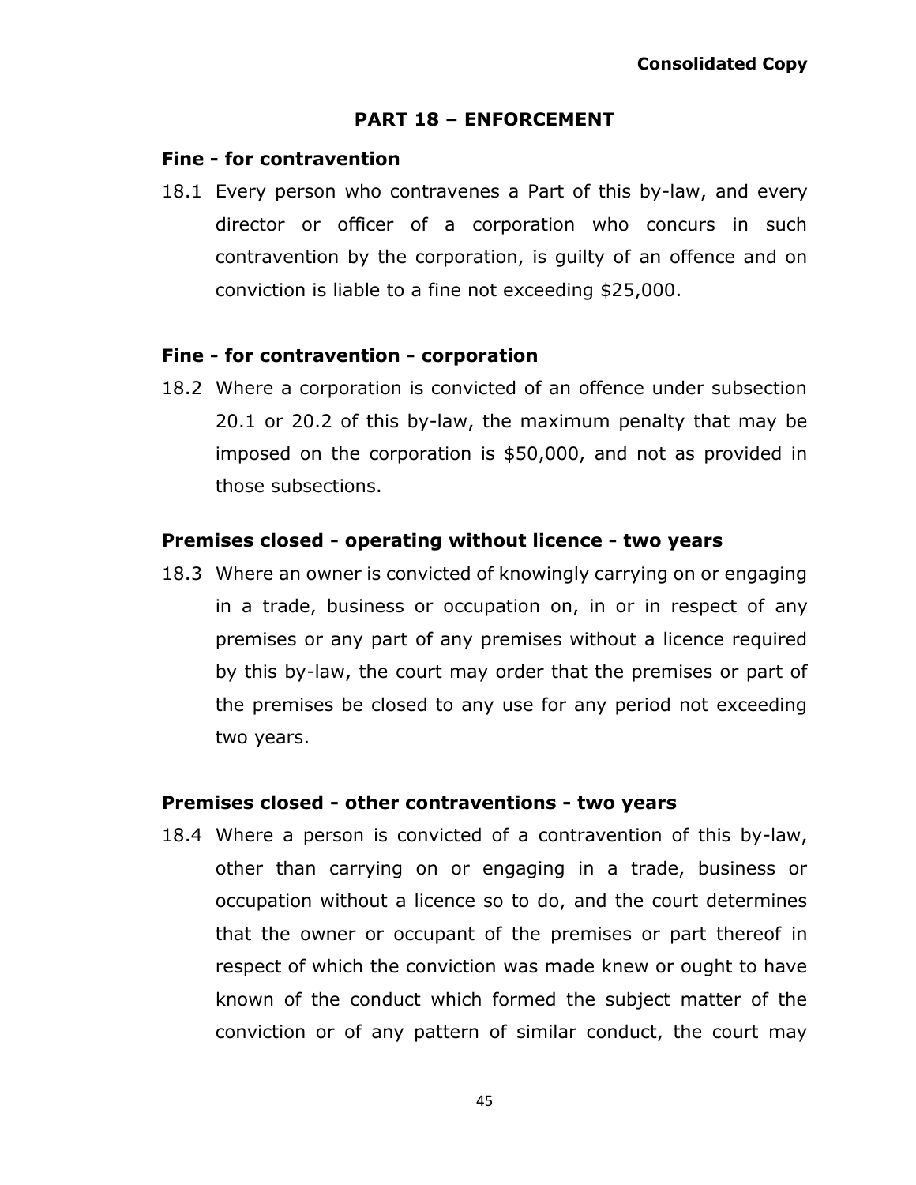## PART 18 – ENFORCEMENT

### Fine - for contravention

18.1 Every person who contravenes a Part of this by-law, and every director or officer of a corporation who concurs in such contravention by the corporation, is guilty of an offence and on conviction is liable to a fine not exceeding $25,000.

### Fine - for contravention - corporation

18.2 Where a corporation is convicted of an offence under subsection 20.1 or 20.2 of this by-law, the maximum penalty that may be imposed on the corporation is $50,000, and not as provided in those subsections.

### Premises closed - operating without licence - two years

18.3 Where an owner is convicted of knowingly carrying on or engaging in a trade, business or occupation on, in or in respect of any premises or any part of any premises without a licence required by this by-law, the court may order that the premises or part of the premises be closed to any use for any period not exceeding two years.

### Premises closed - other contraventions - two years

18.4 Where a person is convicted of a contravention of this by-law, other than carrying on or engaging in a trade, business or occupation without a licence so to do, and the court determines that the owner or occupant of the premises or part thereof in respect of which the conviction was made knew or ought to have known of the conduct which formed the subject matter of the conviction or of any pattern of similar conduct, the court may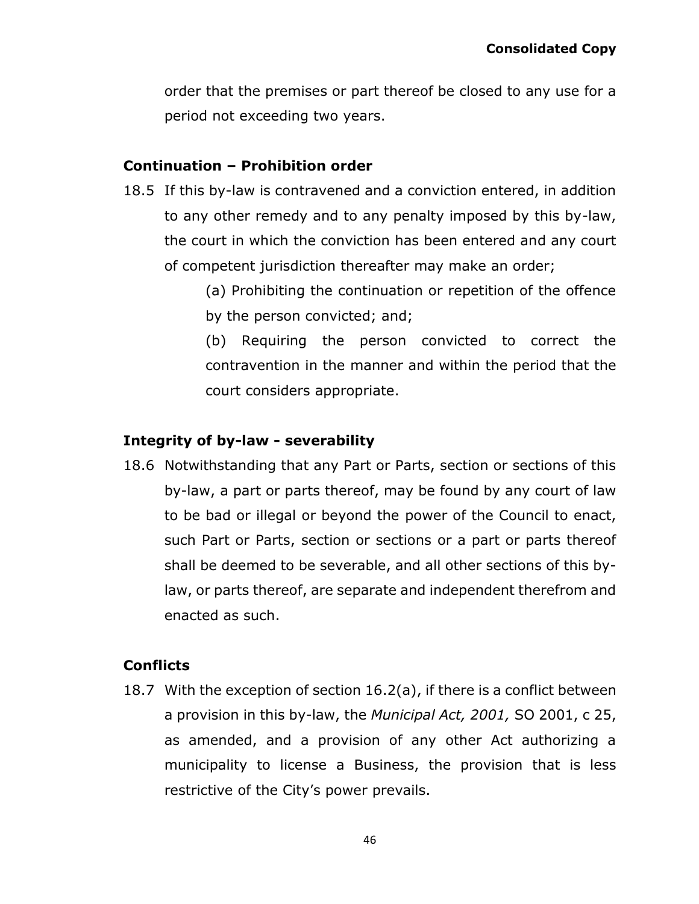order that the premises or part thereof be closed to any use for a period not exceeding two years.

### Continuation – Prohibition order

18.5 If this by-law is contravened and a conviction entered, in addition to any other remedy and to any penalty imposed by this by-law, the court in which the conviction has been entered and any court of competent jurisdiction thereafter may make an order;

(a) Prohibiting the continuation or repetition of the offence by the person convicted; and;

(b) Requiring the person convicted to correct the contravention in the manner and within the period that the court considers appropriate.

### Integrity of by-law - severability

18.6 Notwithstanding that any Part or Parts, section or sections of this by-law, a part or parts thereof, may be found by any court of law to be bad or illegal or beyond the power of the Council to enact, such Part or Parts, section or sections or a part or parts thereof shall be deemed to be severable, and all other sections of this by-law, or parts thereof, are separate and independent therefrom and enacted as such.

### Conflicts

18.7 With the exception of section 16.2(a), if there is a conflict between a provision in this by-law, the *Municipal Act, 2001,* SO 2001, c 25, as amended, and a provision of any other Act authorizing a municipality to license a Business, the provision that is less restrictive of the City's power prevails.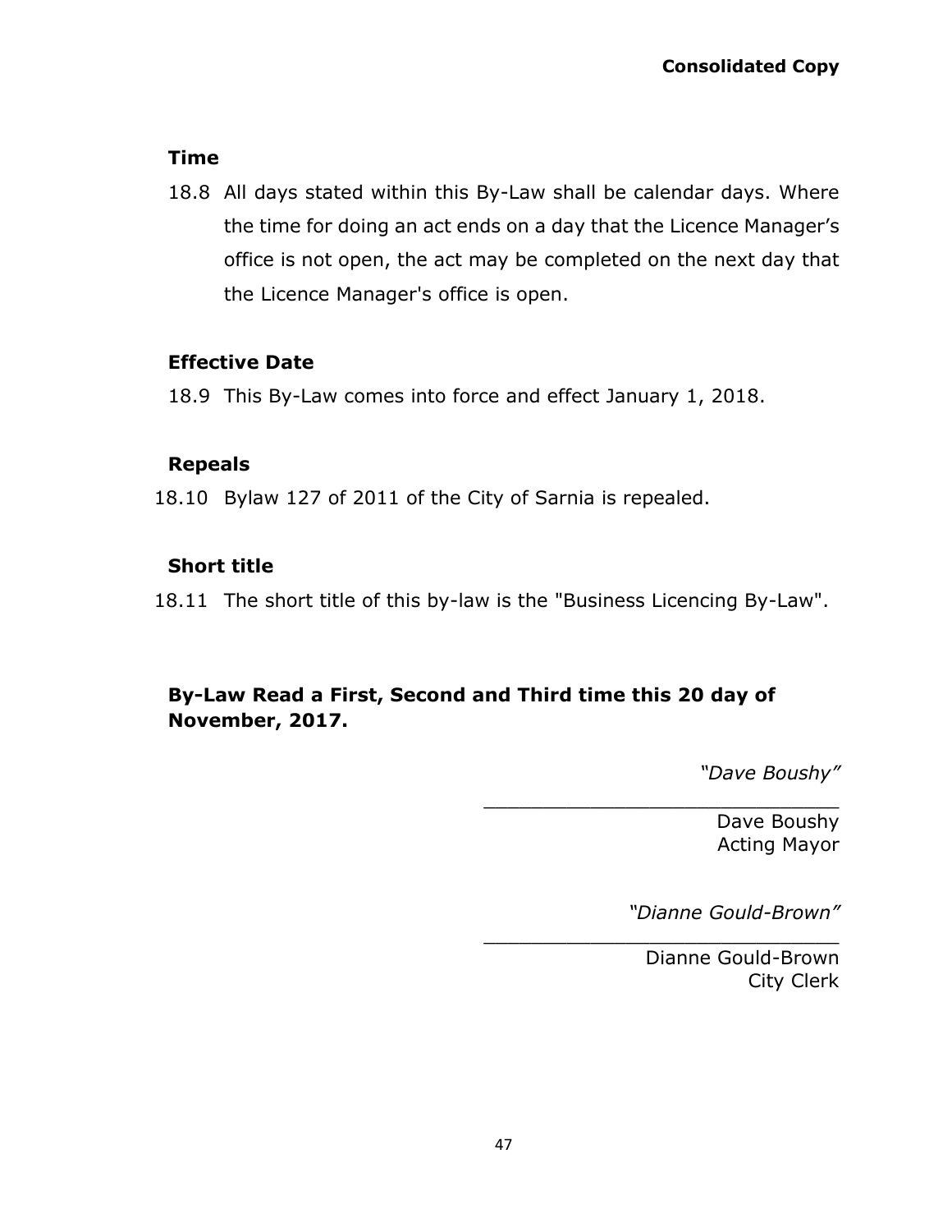**Consolidated Copy**

### Time

18.8 All days stated within this By-Law shall be calendar days. Where the time for doing an act ends on a day that the Licence Manager's office is not open, the act may be completed on the next day that the Licence Manager's office is open.

### Effective Date

18.9 This By-Law comes into force and effect January 1, 2018.

### Repeals

18.10 Bylaw 127 of 2011 of the City of Sarnia is repealed.

### Short title

18.11 The short title of this by-law is the "Business Licencing By-Law".

**By-Law Read a First, Second and Third time this 20 day of November, 2017.**

*"Dave Boushy"*

______________________________

Dave Boushy
Acting Mayor

*"Dianne Gould-Brown"*

______________________________

Dianne Gould-Brown
City Clerk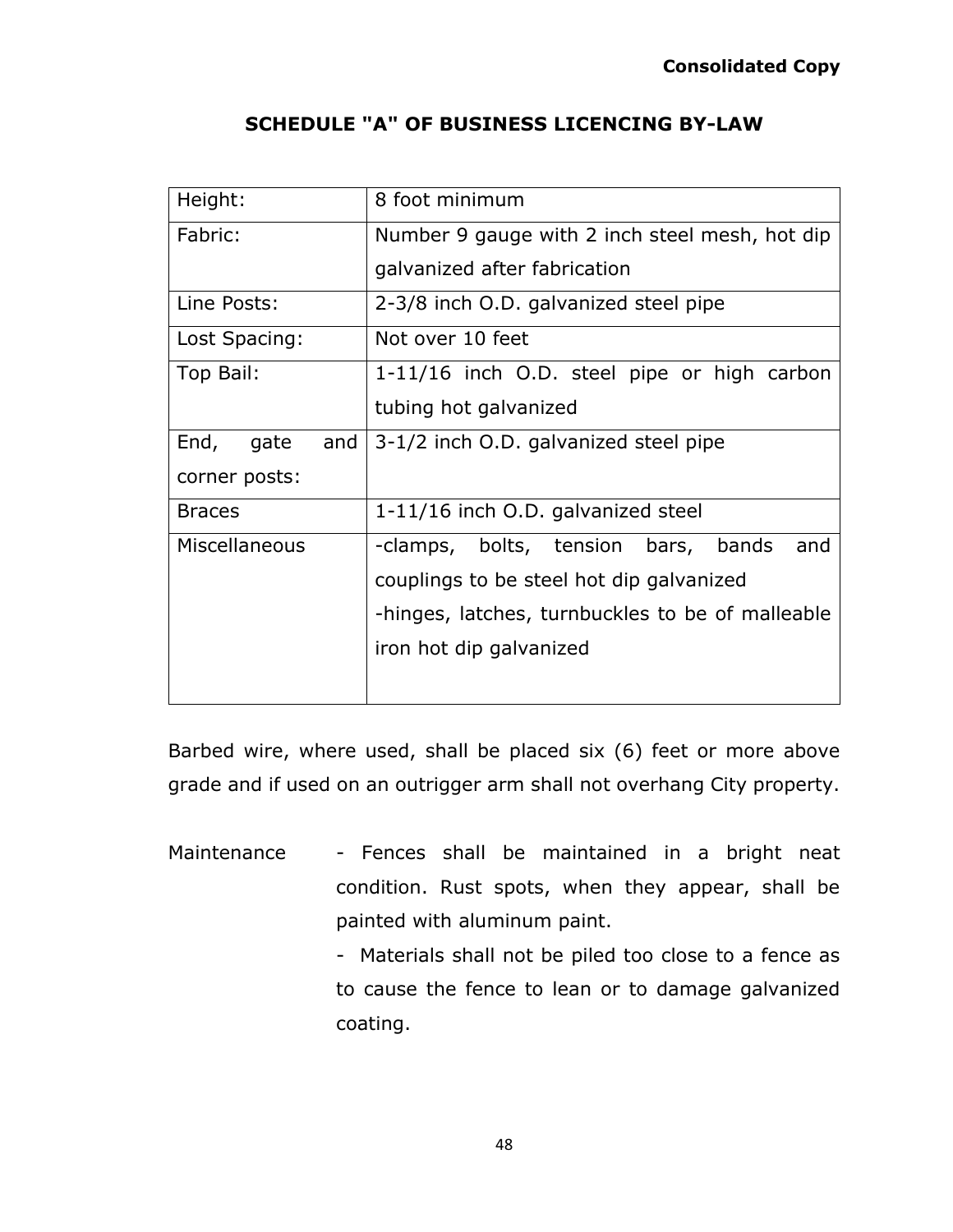**Consolidated Copy**

## SCHEDULE "A" OF BUSINESS LICENCING BY-LAW

| Height: | 8 foot minimum |
|---|---|
| Fabric: | Number 9 gauge with 2 inch steel mesh, hot dip galvanized after fabrication |
| Line Posts: | 2-3/8 inch O.D. galvanized steel pipe |
| Lost Spacing: | Not over 10 feet |
| Top Bail: | 1-11/16 inch O.D. steel pipe or high carbon tubing hot galvanized |
| End, gate and corner posts: | 3-1/2 inch O.D. galvanized steel pipe |
| Braces | 1-11/16 inch O.D. galvanized steel |
| Miscellaneous | -clamps, bolts, tension bars, bands and couplings to be steel hot dip galvanized<br>-hinges, latches, turnbuckles to be of malleable iron hot dip galvanized |

Barbed wire, where used, shall be placed six (6) feet or more above grade and if used on an outrigger arm shall not overhang City property.

Maintenance

- Fences shall be maintained in a bright neat condition. Rust spots, when they appear, shall be painted with aluminum paint.
- Materials shall not be piled too close to a fence as to cause the fence to lean or to damage galvanized coating.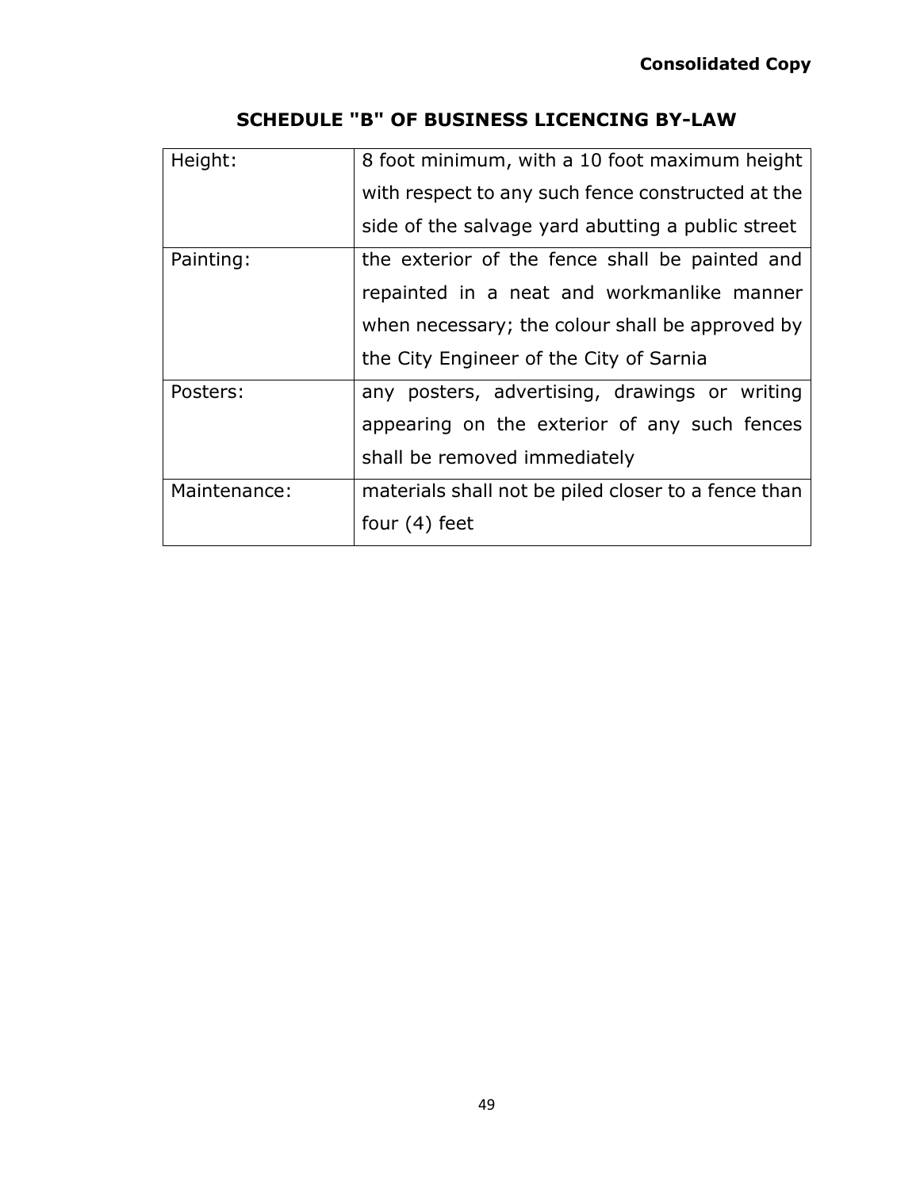# SCHEDULE "B" OF BUSINESS LICENCING BY-LAW

| | |
|---|---|
| Height: | 8 foot minimum, with a 10 foot maximum height with respect to any such fence constructed at the side of the salvage yard abutting a public street |
| Painting: | the exterior of the fence shall be painted and repainted in a neat and workmanlike manner when necessary; the colour shall be approved by the City Engineer of the City of Sarnia |
| Posters: | any posters, advertising, drawings or writing appearing on the exterior of any such fences shall be removed immediately |
| Maintenance: | materials shall not be piled closer to a fence than four (4) feet |